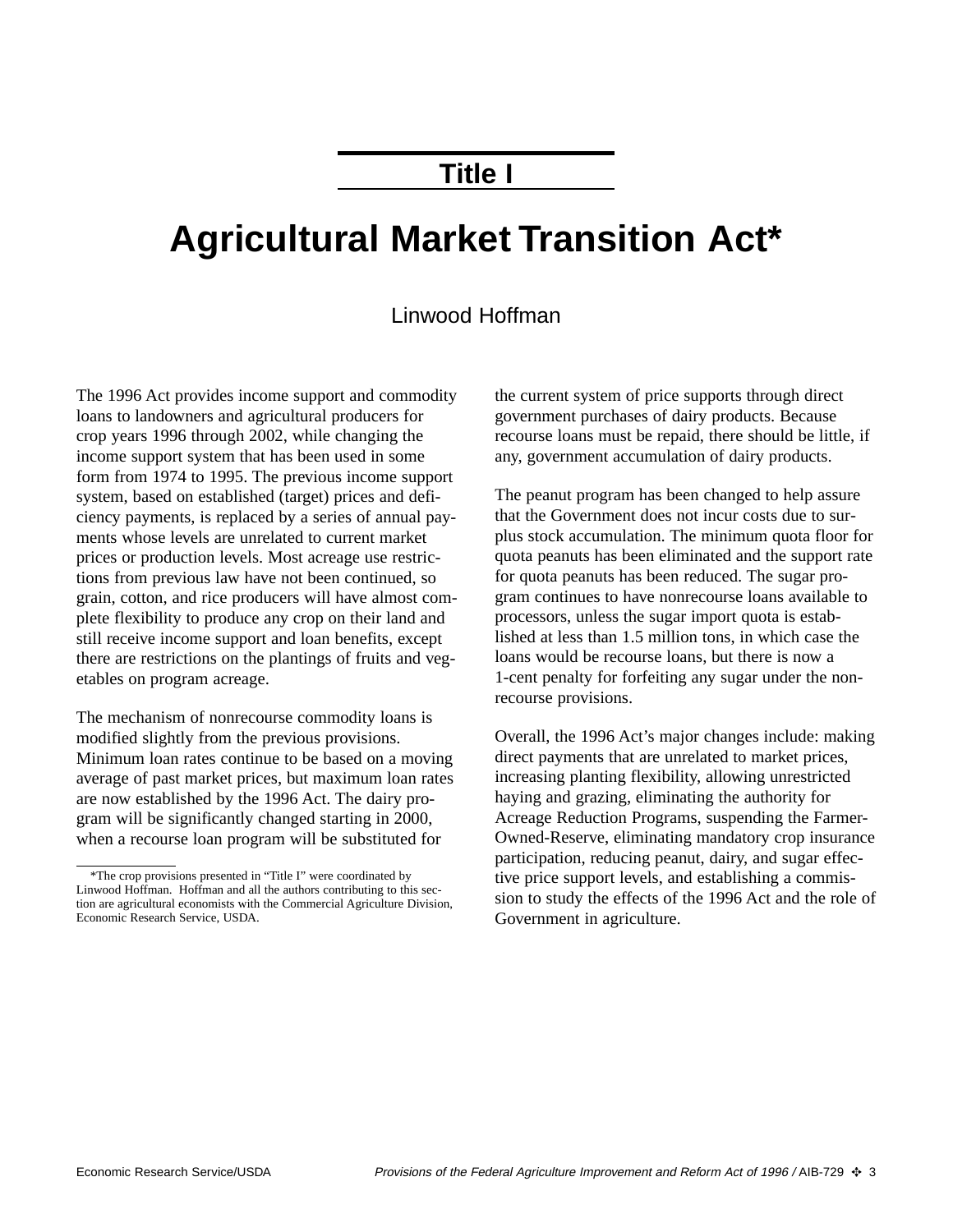# Title I

# Agricultural Market Transition Act*

Linwood Hoffman

The 1996 Act provides income support and commodity loans to landowners and agricultural producers for crop years 1996 through 2002, while changing the income support system that has been used in some form from 1974 to 1995. The previous income support system, based on established (target) prices and deficiency payments, is replaced by a series of annual payments whose levels are unrelated to current market prices or production levels. Most acreage use restrictions from previous law have not been continued, so grain, cotton, and rice producers will have almost complete flexibility to produce any crop on their land and still receive income support and loan benefits, except there are restrictions on the plantings of fruits and vegetables on program acreage.

The mechanism of nonrecourse commodity loans is modified slightly from the previous provisions. Minimum loan rates continue to be based on a moving average of past market prices, but maximum loan rates are now established by the 1996 Act. The dairy program will be significantly changed starting in 2000, when a recourse loan program will be substituted for the current system of price supports through direct government purchases of dairy products. Because recourse loans must be repaid, there should be little, if any, government accumulation of dairy products.

The peanut program has been changed to help assure that the Government does not incur costs due to surplus stock accumulation. The minimum quota floor for quota peanuts has been eliminated and the support rate for quota peanuts has been reduced. The sugar program continues to have nonrecourse loans available to processors, unless the sugar import quota is established at less than 1.5 million tons, in which case the loans would be recourse loans, but there is now a 1-cent penalty for forfeiting any sugar under the nonrecourse provisions.

Overall, the 1996 Act's major changes include: making direct payments that are unrelated to market prices, increasing planting flexibility, allowing unrestricted haying and grazing, eliminating the authority for Acreage Reduction Programs, suspending the Farmer-Owned-Reserve, eliminating mandatory crop insurance participation, reducing peanut, dairy, and sugar effective price support levels, and establishing a commission to study the effects of the 1996 Act and the role of Government in agriculture.

*The crop provisions presented in "Title I" were coordinated by Linwood Hoffman. Hoffman and all the authors contributing to this section are agricultural economists with the Commercial Agriculture Division, Economic Research Service, USDA.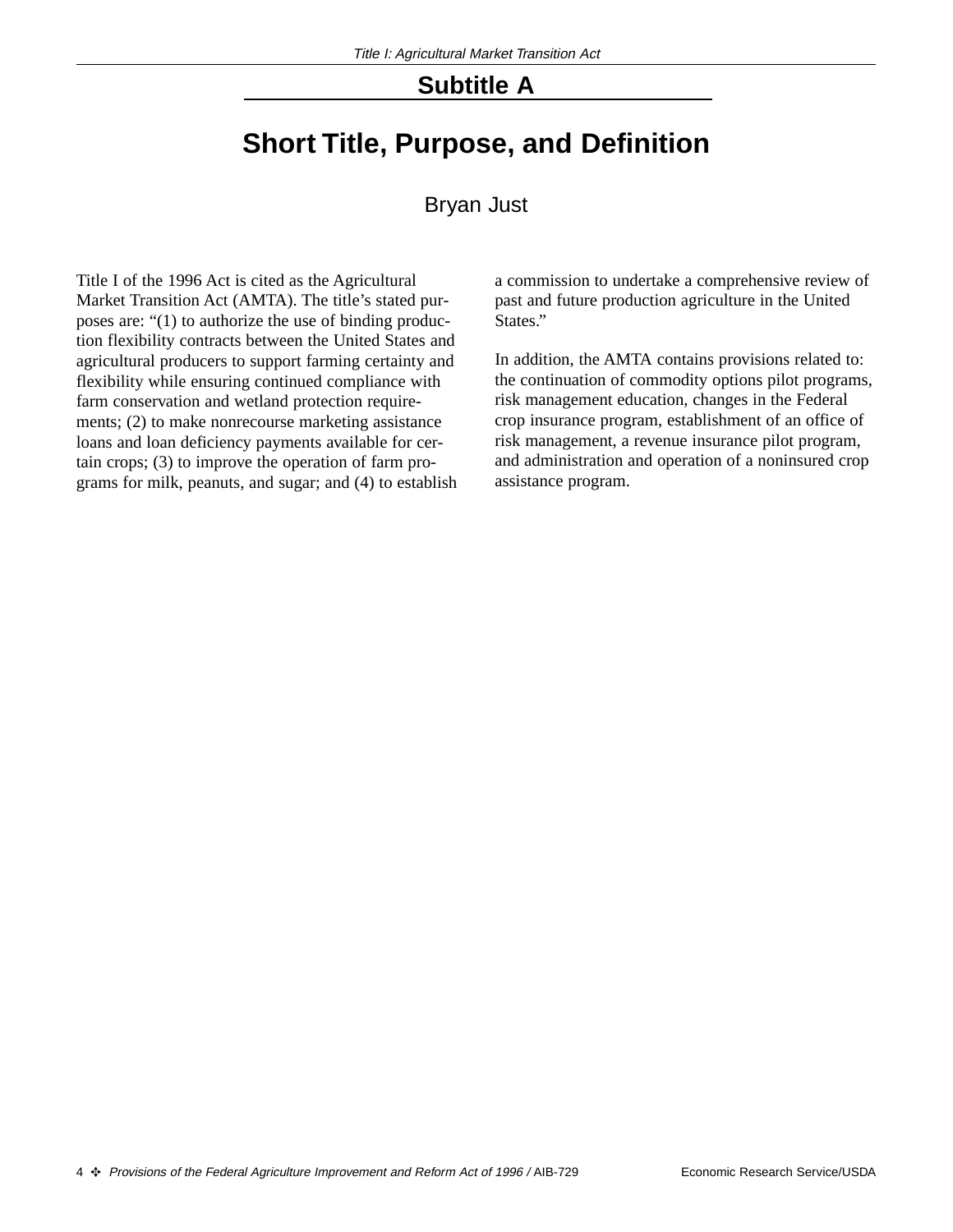## Subtitle A

# Short Title, Purpose, and Definition

Bryan Just

Title I of the 1996 Act is cited as the Agricultural Market Transition Act (AMTA). The title's stated purposes are: "(1) to authorize the use of binding production flexibility contracts between the United States and agricultural producers to support farming certainty and flexibility while ensuring continued compliance with farm conservation and wetland protection requirements; (2) to make nonrecourse marketing assistance loans and loan deficiency payments available for certain crops; (3) to improve the operation of farm programs for milk, peanuts, and sugar; and (4) to establish a commission to undertake a comprehensive review of past and future production agriculture in the United States."

In addition, the AMTA contains provisions related to: the continuation of commodity options pilot programs, risk management education, changes in the Federal crop insurance program, establishment of an office of risk management, a revenue insurance pilot program, and administration and operation of a noninsured crop assistance program.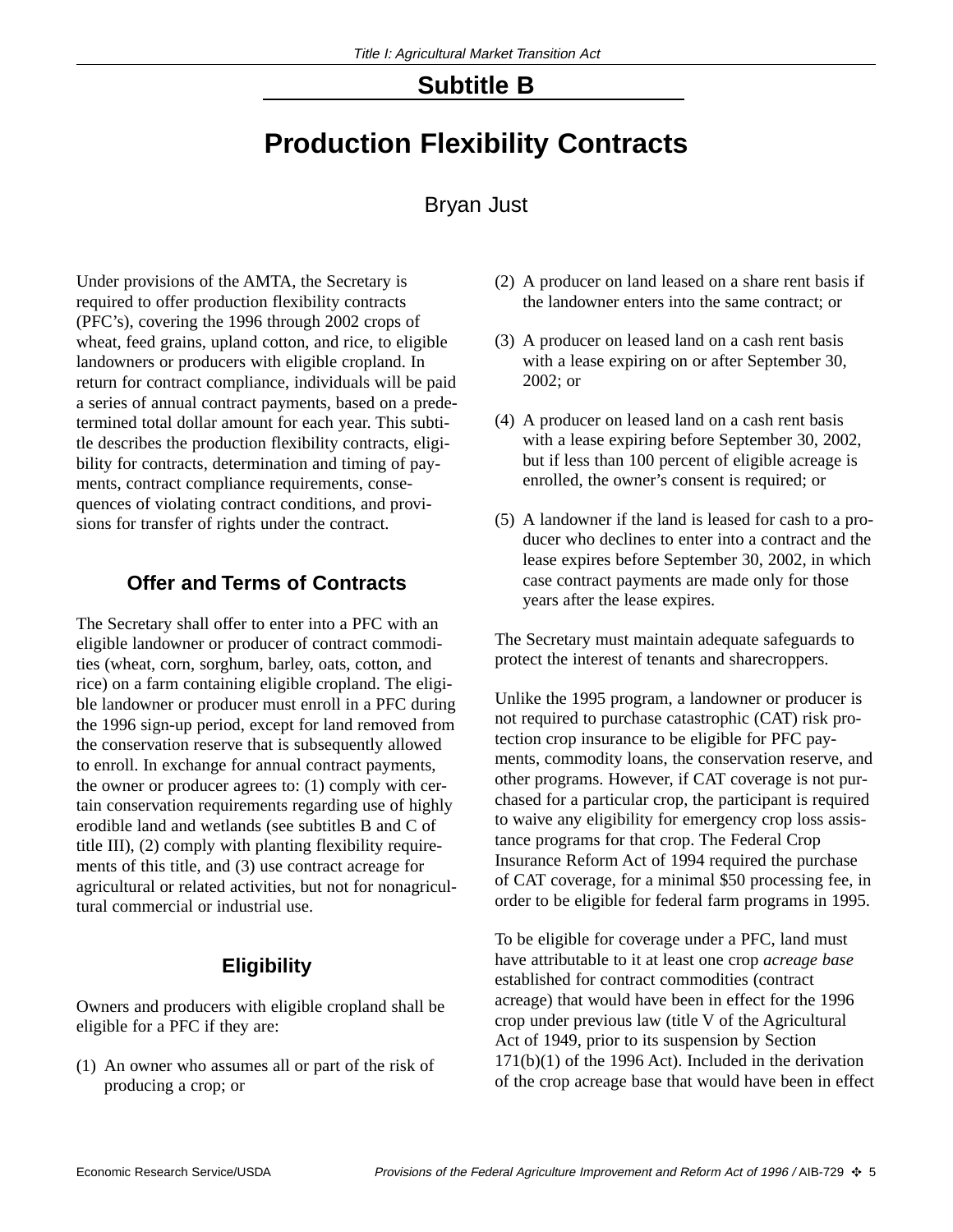## Subtitle B

# Production Flexibility Contracts

Bryan Just

Under provisions of the AMTA, the Secretary is required to offer production flexibility contracts (PFC's), covering the 1996 through 2002 crops of wheat, feed grains, upland cotton, and rice, to eligible landowners or producers with eligible cropland. In return for contract compliance, individuals will be paid a series of annual contract payments, based on a predetermined total dollar amount for each year. This subtitle describes the production flexibility contracts, eligibility for contracts, determination and timing of payments, contract compliance requirements, consequences of violating contract conditions, and provisions for transfer of rights under the contract.

### Offer and Terms of Contracts

The Secretary shall offer to enter into a PFC with an eligible landowner or producer of contract commodities (wheat, corn, sorghum, barley, oats, cotton, and rice) on a farm containing eligible cropland. The eligible landowner or producer must enroll in a PFC during the 1996 sign-up period, except for land removed from the conservation reserve that is subsequently allowed to enroll. In exchange for annual contract payments, the owner or producer agrees to: (1) comply with certain conservation requirements regarding use of highly erodible land and wetlands (see subtitles B and C of title III), (2) comply with planting flexibility requirements of this title, and (3) use contract acreage for agricultural or related activities, but not for nonagricultural commercial or industrial use.

### Eligibility

Owners and producers with eligible cropland shall be eligible for a PFC if they are:

(1) An owner who assumes all or part of the risk of producing a crop; or

(2) A producer on land leased on a share rent basis if the landowner enters into the same contract; or

(3) A producer on leased land on a cash rent basis with a lease expiring on or after September 30, 2002; or

(4) A producer on leased land on a cash rent basis with a lease expiring before September 30, 2002, but if less than 100 percent of eligible acreage is enrolled, the owner's consent is required; or

(5) A landowner if the land is leased for cash to a producer who declines to enter into a contract and the lease expires before September 30, 2002, in which case contract payments are made only for those years after the lease expires.

The Secretary must maintain adequate safeguards to protect the interest of tenants and sharecroppers.

Unlike the 1995 program, a landowner or producer is not required to purchase catastrophic (CAT) risk protection crop insurance to be eligible for PFC payments, commodity loans, the conservation reserve, and other programs. However, if CAT coverage is not purchased for a particular crop, the participant is required to waive any eligibility for emergency crop loss assistance programs for that crop. The Federal Crop Insurance Reform Act of 1994 required the purchase of CAT coverage, for a minimal $50 processing fee, in order to be eligible for federal farm programs in 1995.

To be eligible for coverage under a PFC, land must have attributable to it at least one crop *acreage base* established for contract commodities (contract acreage) that would have been in effect for the 1996 crop under previous law (title V of the Agricultural Act of 1949, prior to its suspension by Section 171(b)(1) of the 1996 Act). Included in the derivation of the crop acreage base that would have been in effect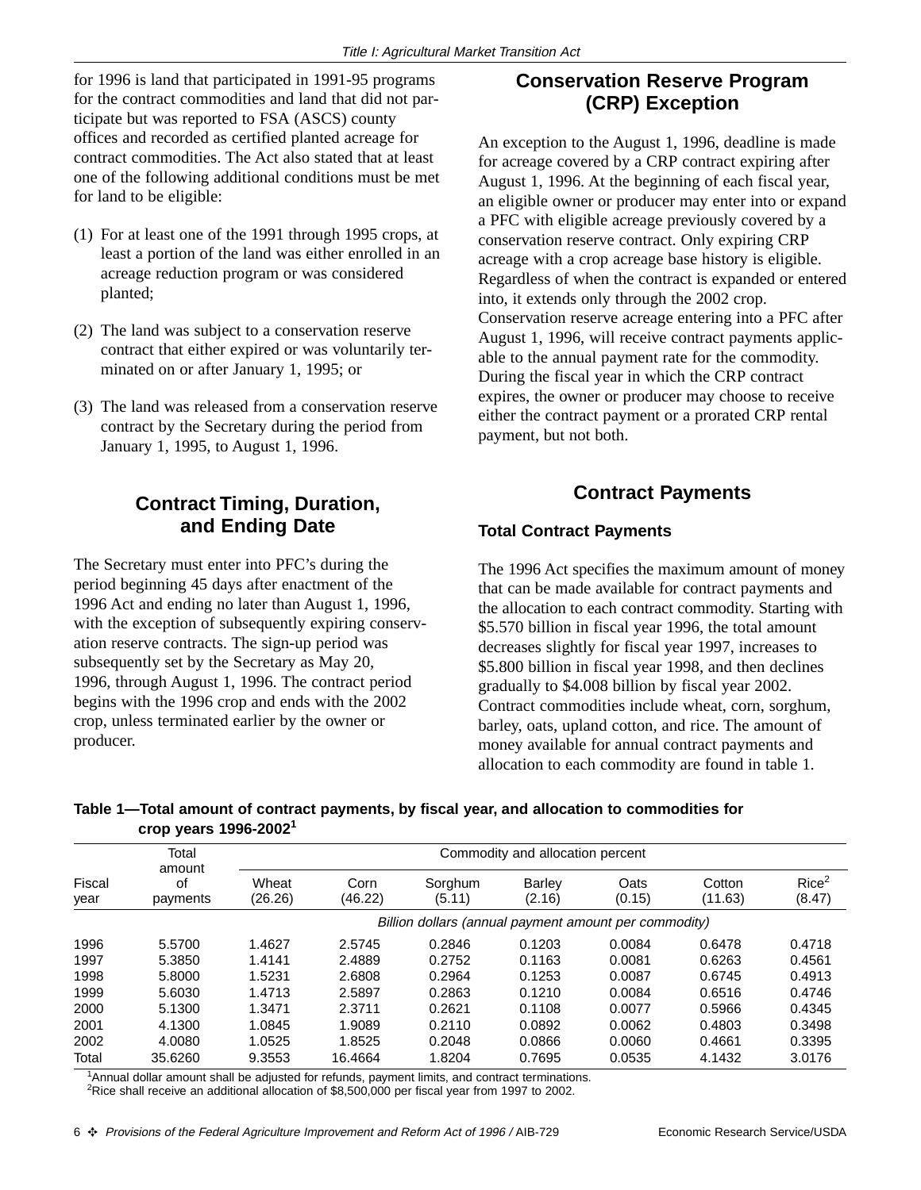for 1996 is land that participated in 1991-95 programs for the contract commodities and land that did not participate but was reported to FSA (ASCS) county offices and recorded as certified planted acreage for contract commodities. The Act also stated that at least one of the following additional conditions must be met for land to be eligible:

(1) For at least one of the 1991 through 1995 crops, at least a portion of the land was either enrolled in an acreage reduction program or was considered planted;

(2) The land was subject to a conservation reserve contract that either expired or was voluntarily terminated on or after January 1, 1995; or

(3) The land was released from a conservation reserve contract by the Secretary during the period from January 1, 1995, to August 1, 1996.

## Contract Timing, Duration, and Ending Date

The Secretary must enter into PFC's during the period beginning 45 days after enactment of the 1996 Act and ending no later than August 1, 1996, with the exception of subsequently expiring conservation reserve contracts. The sign-up period was subsequently set by the Secretary as May 20, 1996, through August 1, 1996. The contract period begins with the 1996 crop and ends with the 2002 crop, unless terminated earlier by the owner or producer.

## Conservation Reserve Program (CRP) Exception

An exception to the August 1, 1996, deadline is made for acreage covered by a CRP contract expiring after August 1, 1996. At the beginning of each fiscal year, an eligible owner or producer may enter into or expand a PFC with eligible acreage previously covered by a conservation reserve contract. Only expiring CRP acreage with a crop acreage base history is eligible. Regardless of when the contract is expanded or entered into, it extends only through the 2002 crop. Conservation reserve acreage entering into a PFC after August 1, 1996, will receive contract payments applicable to the annual payment rate for the commodity. During the fiscal year in which the CRP contract expires, the owner or producer may choose to receive either the contract payment or a prorated CRP rental payment, but not both.

## Contract Payments

### Total Contract Payments

The 1996 Act specifies the maximum amount of money that can be made available for contract payments and the allocation to each contract commodity. Starting with $5.570 billion in fiscal year 1996, the total amount decreases slightly for fiscal year 1997, increases to $5.800 billion in fiscal year 1998, and then declines gradually to $4.008 billion by fiscal year 2002. Contract commodities include wheat, corn, sorghum, barley, oats, upland cotton, and rice. The amount of money available for annual contract payments and allocation to each commodity are found in table 1.

**Table 1—Total amount of contract payments, by fiscal year, and allocation to commodities for crop years 1996-2002[1]**

| Fiscal year | Total amount of payments | Commodity and allocation percent | | | | | | |
|---|---|---|---|---|---|---|---|---|
| | | Wheat (26.26) | Corn (46.22) | Sorghum (5.11) | Barley (2.16) | Oats (0.15) | Cotton (11.63) | Rice[2] (8.47) |
| | | *Billion dollars (annual payment amount per commodity)* | | | | | | |
| 1996 | 5.5700 | 1.4627 | 2.5745 | 0.2846 | 0.1203 | 0.0084 | 0.6478 | 0.4718 |
| 1997 | 5.3850 | 1.4141 | 2.4889 | 0.2752 | 0.1163 | 0.0081 | 0.6263 | 0.4561 |
| 1998 | 5.8000 | 1.5231 | 2.6808 | 0.2964 | 0.1253 | 0.0087 | 0.6745 | 0.4913 |
| 1999 | 5.6030 | 1.4713 | 2.5897 | 0.2863 | 0.1210 | 0.0084 | 0.6516 | 0.4746 |
| 2000 | 5.1300 | 1.3471 | 2.3711 | 0.2621 | 0.1108 | 0.0077 | 0.5966 | 0.4345 |
| 2001 | 4.1300 | 1.0845 | 1.9089 | 0.2110 | 0.0892 | 0.0062 | 0.4803 | 0.3498 |
| 2002 | 4.0080 | 1.0525 | 1.8525 | 0.2048 | 0.0866 | 0.0060 | 0.4661 | 0.3395 |
| Total | 35.6260 | 9.3553 | 16.4664 | 1.8204 | 0.7695 | 0.0535 | 4.1432 | 3.0176 |

[1]Annual dollar amount shall be adjusted for refunds, payment limits, and contract terminations.
[2]Rice shall receive an additional allocation of $8,500,000 per fiscal year from 1997 to 2002.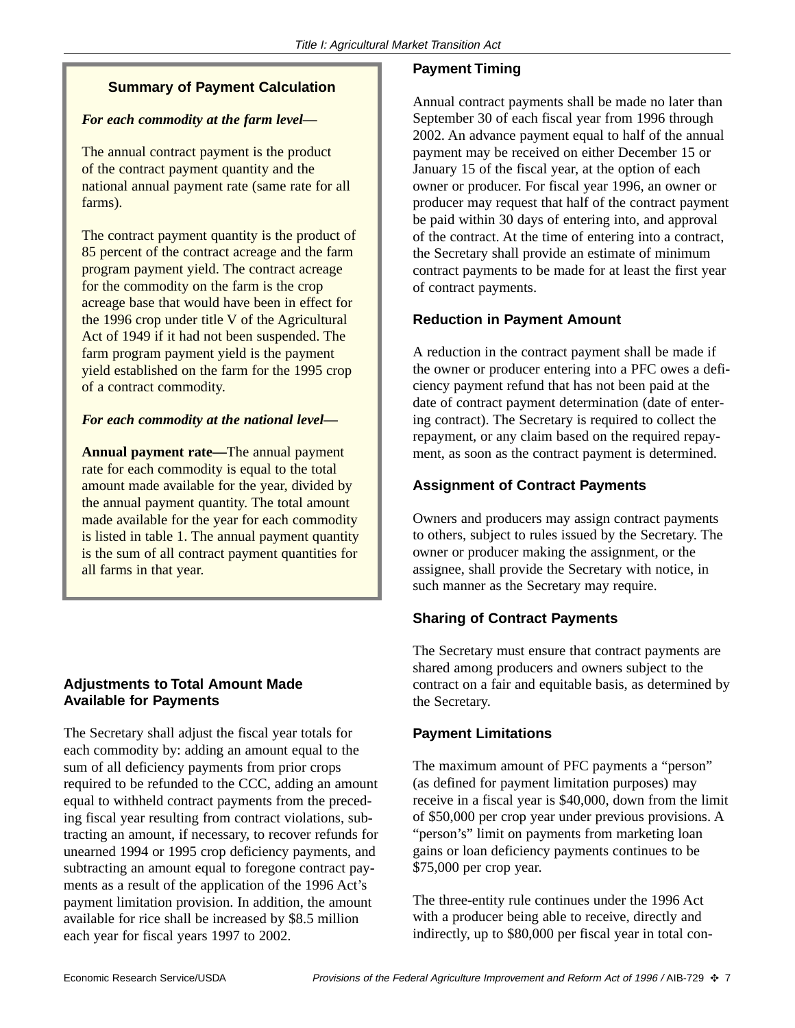### Summary of Payment Calculation

***For each commodity at the farm level—***

The annual contract payment is the product of the contract payment quantity and the national annual payment rate (same rate for all farms).

The contract payment quantity is the product of 85 percent of the contract acreage and the farm program payment yield. The contract acreage for the commodity on the farm is the crop acreage base that would have been in effect for the 1996 crop under title V of the Agricultural Act of 1949 if it had not been suspended. The farm program payment yield is the payment yield established on the farm for the 1995 crop of a contract commodity.

***For each commodity at the national level—***

**Annual payment rate—**The annual payment rate for each commodity is equal to the total amount made available for the year, divided by the annual payment quantity. The total amount made available for the year for each commodity is listed in table 1. The annual payment quantity is the sum of all contract payment quantities for all farms in that year.

### Adjustments to Total Amount Made Available for Payments

The Secretary shall adjust the fiscal year totals for each commodity by: adding an amount equal to the sum of all deficiency payments from prior crops required to be refunded to the CCC, adding an amount equal to withheld contract payments from the preceding fiscal year resulting from contract violations, subtracting an amount, if necessary, to recover refunds for unearned 1994 or 1995 crop deficiency payments, and subtracting an amount equal to foregone contract payments as a result of the application of the 1996 Act's payment limitation provision. In addition, the amount available for rice shall be increased by $8.5 million each year for fiscal years 1997 to 2002.

### Payment Timing

Annual contract payments shall be made no later than September 30 of each fiscal year from 1996 through 2002. An advance payment equal to half of the annual payment may be received on either December 15 or January 15 of the fiscal year, at the option of each owner or producer. For fiscal year 1996, an owner or producer may request that half of the contract payment be paid within 30 days of entering into, and approval of the contract. At the time of entering into a contract, the Secretary shall provide an estimate of minimum contract payments to be made for at least the first year of contract payments.

### Reduction in Payment Amount

A reduction in the contract payment shall be made if the owner or producer entering into a PFC owes a deficiency payment refund that has not been paid at the date of contract payment determination (date of entering contract). The Secretary is required to collect the repayment, or any claim based on the required repayment, as soon as the contract payment is determined.

### Assignment of Contract Payments

Owners and producers may assign contract payments to others, subject to rules issued by the Secretary. The owner or producer making the assignment, or the assignee, shall provide the Secretary with notice, in such manner as the Secretary may require.

### Sharing of Contract Payments

The Secretary must ensure that contract payments are shared among producers and owners subject to the contract on a fair and equitable basis, as determined by the Secretary.

### Payment Limitations

The maximum amount of PFC payments a "person" (as defined for payment limitation purposes) may receive in a fiscal year is $40,000, down from the limit of $50,000 per crop year under previous provisions. A "person's" limit on payments from marketing loan gains or loan deficiency payments continues to be $75,000 per crop year.

The three-entity rule continues under the 1996 Act with a producer being able to receive, directly and indirectly, up to $80,000 per fiscal year in total con-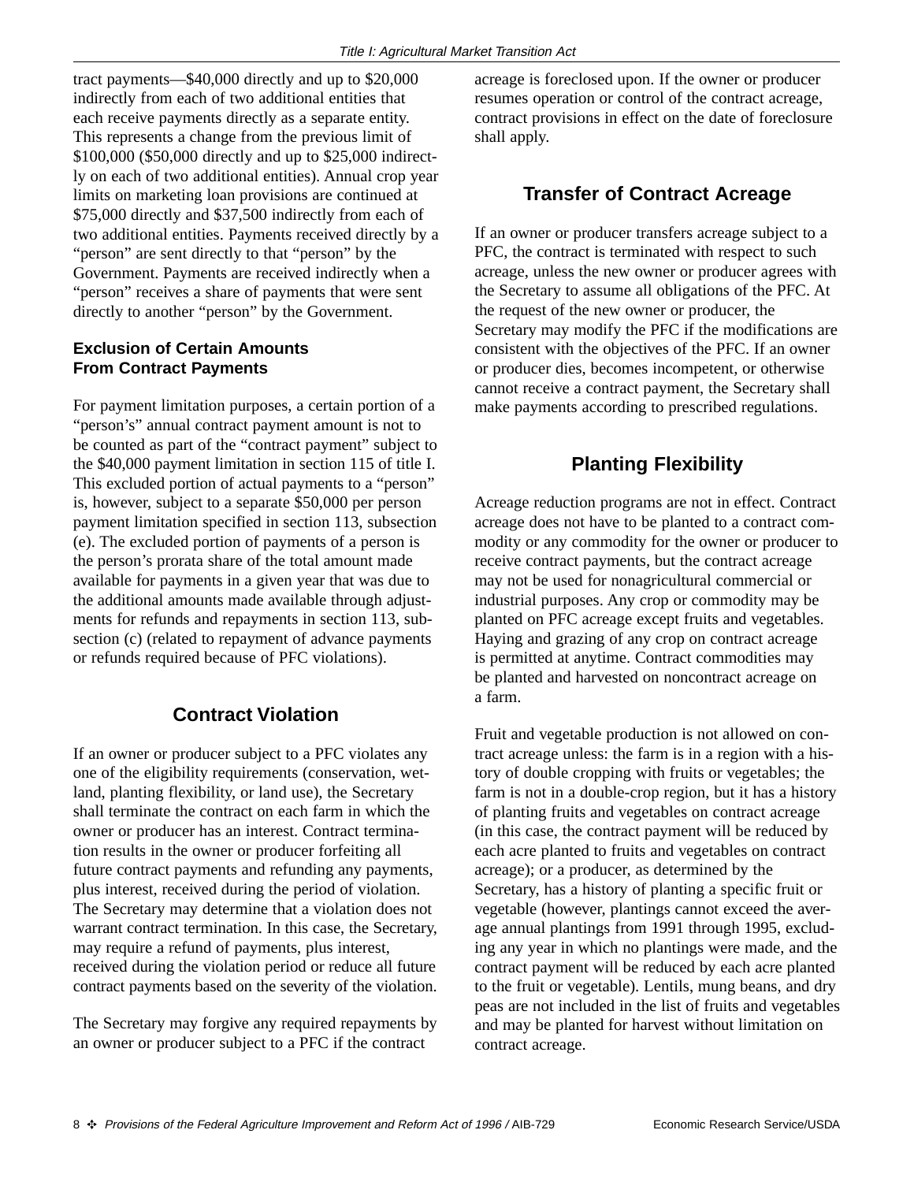tract payments—$40,000 directly and up to $20,000 indirectly from each of two additional entities that each receive payments directly as a separate entity. This represents a change from the previous limit of $100,000 ($50,000 directly and up to $25,000 indirectly on each of two additional entities). Annual crop year limits on marketing loan provisions are continued at $75,000 directly and $37,500 indirectly from each of two additional entities. Payments received directly by a "person" are sent directly to that "person" by the Government. Payments are received indirectly when a "person" receives a share of payments that were sent directly to another "person" by the Government.

### Exclusion of Certain Amounts From Contract Payments

For payment limitation purposes, a certain portion of a "person's" annual contract payment amount is not to be counted as part of the "contract payment" subject to the $40,000 payment limitation in section 115 of title I. This excluded portion of actual payments to a "person" is, however, subject to a separate $50,000 per person payment limitation specified in section 113, subsection (e). The excluded portion of payments of a person is the person's prorata share of the total amount made available for payments in a given year that was due to the additional amounts made available through adjustments for refunds and repayments in section 113, subsection (c) (related to repayment of advance payments or refunds required because of PFC violations).

## Contract Violation

If an owner or producer subject to a PFC violates any one of the eligibility requirements (conservation, wetland, planting flexibility, or land use), the Secretary shall terminate the contract on each farm in which the owner or producer has an interest. Contract termination results in the owner or producer forfeiting all future contract payments and refunding any payments, plus interest, received during the period of violation. The Secretary may determine that a violation does not warrant contract termination. In this case, the Secretary, may require a refund of payments, plus interest, received during the violation period or reduce all future contract payments based on the severity of the violation.

The Secretary may forgive any required repayments by an owner or producer subject to a PFC if the contract acreage is foreclosed upon. If the owner or producer resumes operation or control of the contract acreage, contract provisions in effect on the date of foreclosure shall apply.

## Transfer of Contract Acreage

If an owner or producer transfers acreage subject to a PFC, the contract is terminated with respect to such acreage, unless the new owner or producer agrees with the Secretary to assume all obligations of the PFC. At the request of the new owner or producer, the Secretary may modify the PFC if the modifications are consistent with the objectives of the PFC. If an owner or producer dies, becomes incompetent, or otherwise cannot receive a contract payment, the Secretary shall make payments according to prescribed regulations.

## Planting Flexibility

Acreage reduction programs are not in effect. Contract acreage does not have to be planted to a contract commodity or any commodity for the owner or producer to receive contract payments, but the contract acreage may not be used for nonagricultural commercial or industrial purposes. Any crop or commodity may be planted on PFC acreage except fruits and vegetables. Haying and grazing of any crop on contract acreage is permitted at anytime. Contract commodities may be planted and harvested on noncontract acreage on a farm.

Fruit and vegetable production is not allowed on contract acreage unless: the farm is in a region with a history of double cropping with fruits or vegetables; the farm is not in a double-crop region, but it has a history of planting fruits and vegetables on contract acreage (in this case, the contract payment will be reduced by each acre planted to fruits and vegetables on contract acreage); or a producer, as determined by the Secretary, has a history of planting a specific fruit or vegetable (however, plantings cannot exceed the average annual plantings from 1991 through 1995, excluding any year in which no plantings were made, and the contract payment will be reduced by each acre planted to the fruit or vegetable). Lentils, mung beans, and dry peas are not included in the list of fruits and vegetables and may be planted for harvest without limitation on contract acreage.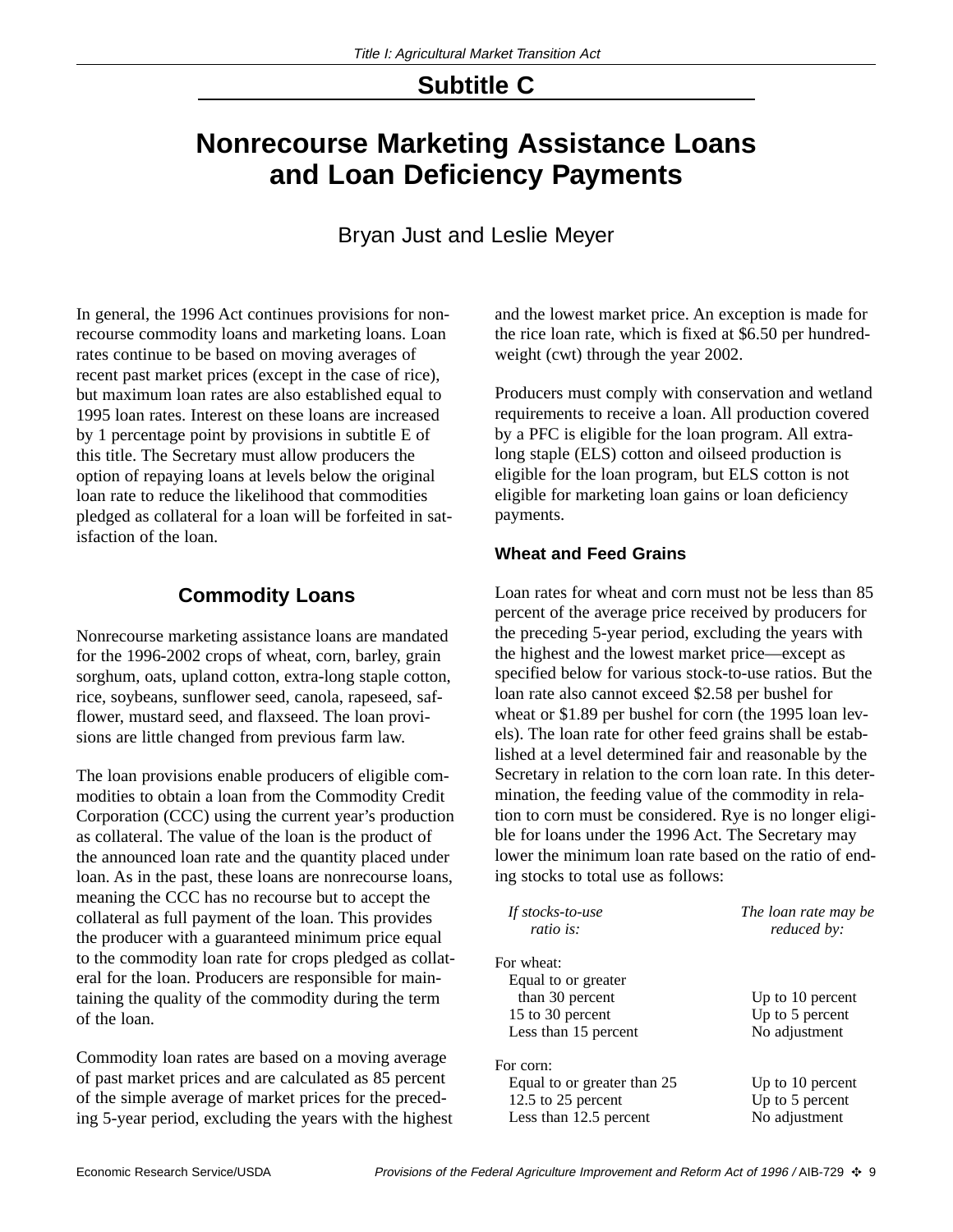## Subtitle C

# Nonrecourse Marketing Assistance Loans and Loan Deficiency Payments

Bryan Just and Leslie Meyer

In general, the 1996 Act continues provisions for nonrecourse commodity loans and marketing loans. Loan rates continue to be based on moving averages of recent past market prices (except in the case of rice), but maximum loan rates are also established equal to 1995 loan rates. Interest on these loans are increased by 1 percentage point by provisions in subtitle E of this title. The Secretary must allow producers the option of repaying loans at levels below the original loan rate to reduce the likelihood that commodities pledged as collateral for a loan will be forfeited in satisfaction of the loan.

### Commodity Loans

Nonrecourse marketing assistance loans are mandated for the 1996-2002 crops of wheat, corn, barley, grain sorghum, oats, upland cotton, extra-long staple cotton, rice, soybeans, sunflower seed, canola, rapeseed, safflower, mustard seed, and flaxseed. The loan provisions are little changed from previous farm law.

The loan provisions enable producers of eligible commodities to obtain a loan from the Commodity Credit Corporation (CCC) using the current year's production as collateral. The value of the loan is the product of the announced loan rate and the quantity placed under loan. As in the past, these loans are nonrecourse loans, meaning the CCC has no recourse but to accept the collateral as full payment of the loan. This provides the producer with a guaranteed minimum price equal to the commodity loan rate for crops pledged as collateral for the loan. Producers are responsible for maintaining the quality of the commodity during the term of the loan.

Commodity loan rates are based on a moving average of past market prices and are calculated as 85 percent of the simple average of market prices for the preceding 5-year period, excluding the years with the highest and the lowest market price. An exception is made for the rice loan rate, which is fixed at $6.50 per hundredweight (cwt) through the year 2002.

Producers must comply with conservation and wetland requirements to receive a loan. All production covered by a PFC is eligible for the loan program. All extra-long staple (ELS) cotton and oilseed production is eligible for the loan program, but ELS cotton is not eligible for marketing loan gains or loan deficiency payments.

#### Wheat and Feed Grains

Loan rates for wheat and corn must not be less than 85 percent of the average price received by producers for the preceding 5-year period, excluding the years with the highest and the lowest market price—except as specified below for various stock-to-use ratios. But the loan rate also cannot exceed $2.58 per bushel for wheat or $1.89 per bushel for corn (the 1995 loan levels). The loan rate for other feed grains shall be established at a level determined fair and reasonable by the Secretary in relation to the corn loan rate. In this determination, the feeding value of the commodity in relation to corn must be considered. Rye is no longer eligible for loans under the 1996 Act. The Secretary may lower the minimum loan rate based on the ratio of ending stocks to total use as follows:

| *If stocks-to-use ratio is:* | *The loan rate may be reduced by:* |
|---|---|
| For wheat: | |
| Equal to or greater than 30 percent | Up to 10 percent |
| 15 to 30 percent | Up to 5 percent |
| Less than 15 percent | No adjustment |
| For corn: | |
| Equal to or greater than 25 | Up to 10 percent |
| 12.5 to 25 percent | Up to 5 percent |
| Less than 12.5 percent | No adjustment |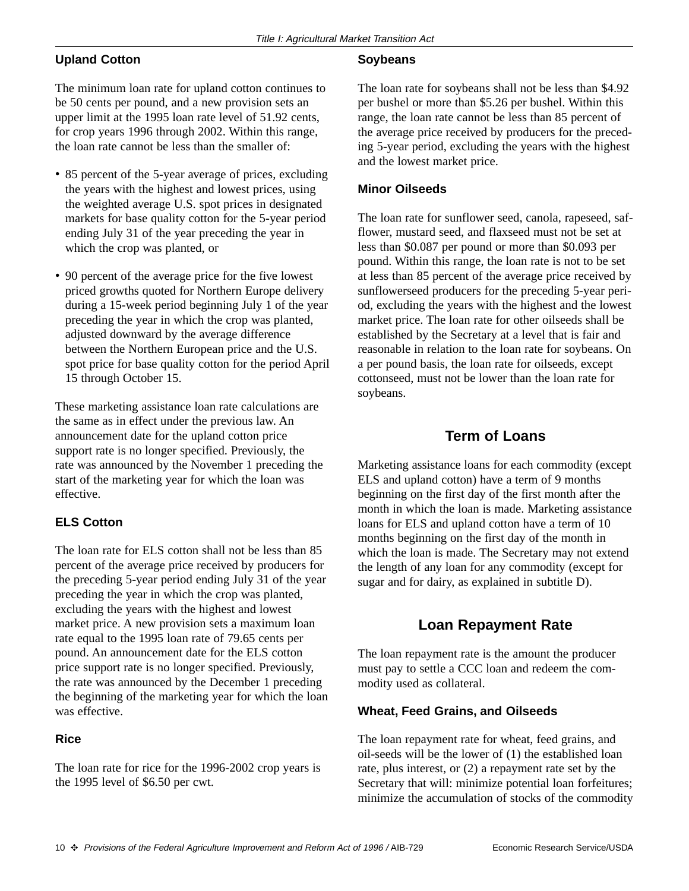### Upland Cotton

The minimum loan rate for upland cotton continues to be 50 cents per pound, and a new provision sets an upper limit at the 1995 loan rate level of 51.92 cents, for crop years 1996 through 2002. Within this range, the loan rate cannot be less than the smaller of:

- 85 percent of the 5-year average of prices, excluding the years with the highest and lowest prices, using the weighted average U.S. spot prices in designated markets for base quality cotton for the 5-year period ending July 31 of the year preceding the year in which the crop was planted, or
- 90 percent of the average price for the five lowest priced growths quoted for Northern Europe delivery during a 15-week period beginning July 1 of the year preceding the year in which the crop was planted, adjusted downward by the average difference between the Northern European price and the U.S. spot price for base quality cotton for the period April 15 through October 15.

These marketing assistance loan rate calculations are the same as in effect under the previous law. An announcement date for the upland cotton price support rate is no longer specified. Previously, the rate was announced by the November 1 preceding the start of the marketing year for which the loan was effective.

### ELS Cotton

The loan rate for ELS cotton shall not be less than 85 percent of the average price received by producers for the preceding 5-year period ending July 31 of the year preceding the year in which the crop was planted, excluding the years with the highest and lowest market price. A new provision sets a maximum loan rate equal to the 1995 loan rate of 79.65 cents per pound. An announcement date for the ELS cotton price support rate is no longer specified. Previously, the rate was announced by the December 1 preceding the beginning of the marketing year for which the loan was effective.

### Rice

The loan rate for rice for the 1996-2002 crop years is the 1995 level of $6.50 per cwt.

### Soybeans

The loan rate for soybeans shall not be less than $4.92 per bushel or more than $5.26 per bushel. Within this range, the loan rate cannot be less than 85 percent of the average price received by producers for the preceding 5-year period, excluding the years with the highest and the lowest market price.

### Minor Oilseeds

The loan rate for sunflower seed, canola, rapeseed, safflower, mustard seed, and flaxseed must not be set at less than $0.087 per pound or more than $0.093 per pound. Within this range, the loan rate is not to be set at less than 85 percent of the average price received by sunflowerseed producers for the preceding 5-year period, excluding the years with the highest and the lowest market price. The loan rate for other oilseeds shall be established by the Secretary at a level that is fair and reasonable in relation to the loan rate for soybeans. On a per pound basis, the loan rate for oilseeds, except cottonseed, must not be lower than the loan rate for soybeans.

## Term of Loans

Marketing assistance loans for each commodity (except ELS and upland cotton) have a term of 9 months beginning on the first day of the first month after the month in which the loan is made. Marketing assistance loans for ELS and upland cotton have a term of 10 months beginning on the first day of the month in which the loan is made. The Secretary may not extend the length of any loan for any commodity (except for sugar and for dairy, as explained in subtitle D).

## Loan Repayment Rate

The loan repayment rate is the amount the producer must pay to settle a CCC loan and redeem the commodity used as collateral.

### Wheat, Feed Grains, and Oilseeds

The loan repayment rate for wheat, feed grains, and oil-seeds will be the lower of (1) the established loan rate, plus interest, or (2) a repayment rate set by the Secretary that will: minimize potential loan forfeitures; minimize the accumulation of stocks of the commodity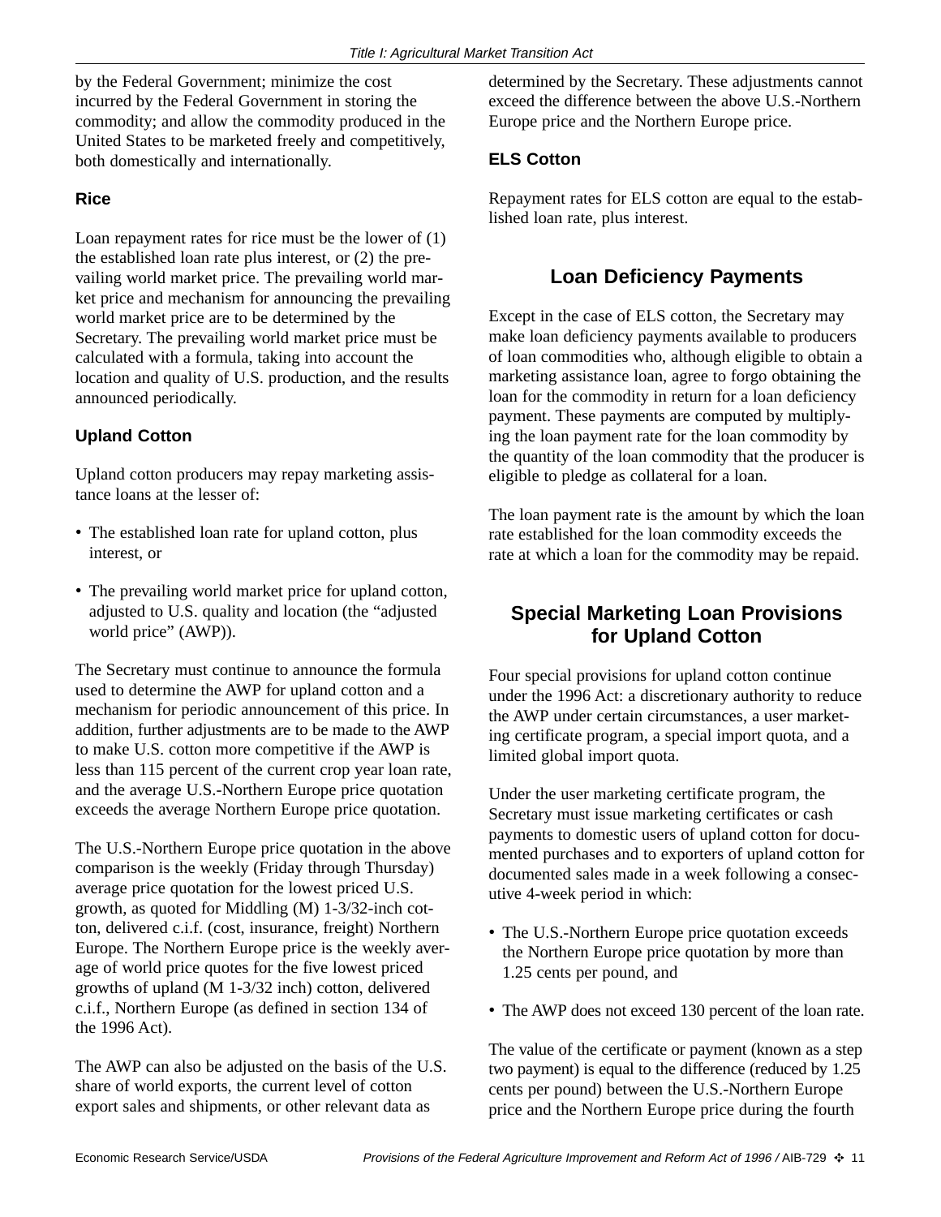by the Federal Government; minimize the cost incurred by the Federal Government in storing the commodity; and allow the commodity produced in the United States to be marketed freely and competitively, both domestically and internationally.

### Rice

Loan repayment rates for rice must be the lower of (1) the established loan rate plus interest, or (2) the prevailing world market price. The prevailing world market price and mechanism for announcing the prevailing world market price are to be determined by the Secretary. The prevailing world market price must be calculated with a formula, taking into account the location and quality of U.S. production, and the results announced periodically.

### Upland Cotton

Upland cotton producers may repay marketing assistance loans at the lesser of:

- The established loan rate for upland cotton, plus interest, or
- The prevailing world market price for upland cotton, adjusted to U.S. quality and location (the "adjusted world price" (AWP)).

The Secretary must continue to announce the formula used to determine the AWP for upland cotton and a mechanism for periodic announcement of this price. In addition, further adjustments are to be made to the AWP to make U.S. cotton more competitive if the AWP is less than 115 percent of the current crop year loan rate, and the average U.S.-Northern Europe price quotation exceeds the average Northern Europe price quotation.

The U.S.-Northern Europe price quotation in the above comparison is the weekly (Friday through Thursday) average price quotation for the lowest priced U.S. growth, as quoted for Middling (M) 1-3/32-inch cotton, delivered c.i.f. (cost, insurance, freight) Northern Europe. The Northern Europe price is the weekly average of world price quotes for the five lowest priced growths of upland (M 1-3/32 inch) cotton, delivered c.i.f., Northern Europe (as defined in section 134 of the 1996 Act).

The AWP can also be adjusted on the basis of the U.S. share of world exports, the current level of cotton export sales and shipments, or other relevant data as determined by the Secretary. These adjustments cannot exceed the difference between the above U.S.-Northern Europe price and the Northern Europe price.

### ELS Cotton

Repayment rates for ELS cotton are equal to the established loan rate, plus interest.

## Loan Deficiency Payments

Except in the case of ELS cotton, the Secretary may make loan deficiency payments available to producers of loan commodities who, although eligible to obtain a marketing assistance loan, agree to forgo obtaining the loan for the commodity in return for a loan deficiency payment. These payments are computed by multiplying the loan payment rate for the loan commodity by the quantity of the loan commodity that the producer is eligible to pledge as collateral for a loan.

The loan payment rate is the amount by which the loan rate established for the loan commodity exceeds the rate at which a loan for the commodity may be repaid.

## Special Marketing Loan Provisions for Upland Cotton

Four special provisions for upland cotton continue under the 1996 Act: a discretionary authority to reduce the AWP under certain circumstances, a user marketing certificate program, a special import quota, and a limited global import quota.

Under the user marketing certificate program, the Secretary must issue marketing certificates or cash payments to domestic users of upland cotton for documented purchases and to exporters of upland cotton for documented sales made in a week following a consecutive 4-week period in which:

- The U.S.-Northern Europe price quotation exceeds the Northern Europe price quotation by more than 1.25 cents per pound, and
- The AWP does not exceed 130 percent of the loan rate.

The value of the certificate or payment (known as a step two payment) is equal to the difference (reduced by 1.25 cents per pound) between the U.S.-Northern Europe price and the Northern Europe price during the fourth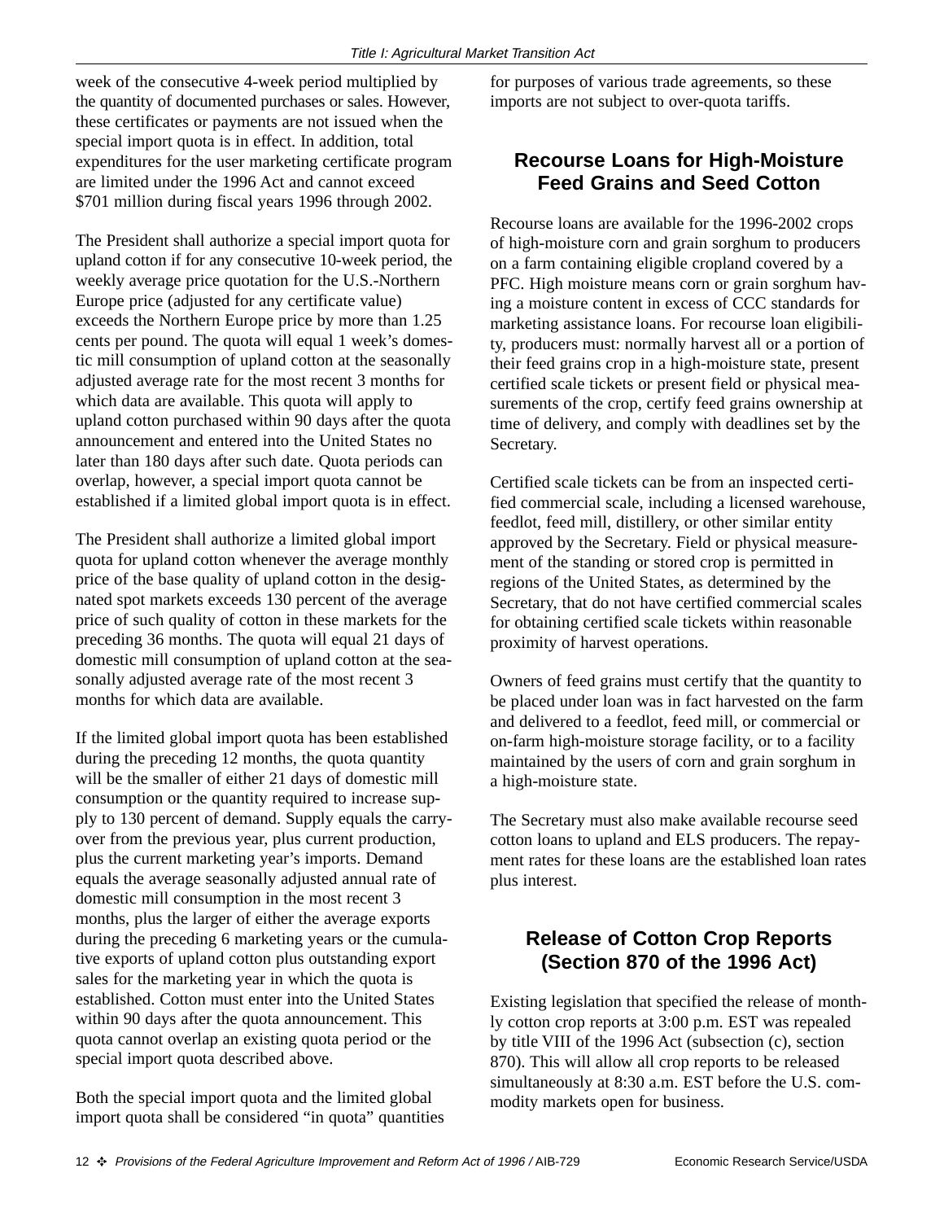week of the consecutive 4-week period multiplied by the quantity of documented purchases or sales. However, these certificates or payments are not issued when the special import quota is in effect. In addition, total expenditures for the user marketing certificate program are limited under the 1996 Act and cannot exceed $701 million during fiscal years 1996 through 2002.

The President shall authorize a special import quota for upland cotton if for any consecutive 10-week period, the weekly average price quotation for the U.S.-Northern Europe price (adjusted for any certificate value) exceeds the Northern Europe price by more than 1.25 cents per pound. The quota will equal 1 week's domestic mill consumption of upland cotton at the seasonally adjusted average rate for the most recent 3 months for which data are available. This quota will apply to upland cotton purchased within 90 days after the quota announcement and entered into the United States no later than 180 days after such date. Quota periods can overlap, however, a special import quota cannot be established if a limited global import quota is in effect.

The President shall authorize a limited global import quota for upland cotton whenever the average monthly price of the base quality of upland cotton in the designated spot markets exceeds 130 percent of the average price of such quality of cotton in these markets for the preceding 36 months. The quota will equal 21 days of domestic mill consumption of upland cotton at the seasonally adjusted average rate of the most recent 3 months for which data are available.

If the limited global import quota has been established during the preceding 12 months, the quota quantity will be the smaller of either 21 days of domestic mill consumption or the quantity required to increase supply to 130 percent of demand. Supply equals the carryover from the previous year, plus current production, plus the current marketing year's imports. Demand equals the average seasonally adjusted annual rate of domestic mill consumption in the most recent 3 months, plus the larger of either the average exports during the preceding 6 marketing years or the cumulative exports of upland cotton plus outstanding export sales for the marketing year in which the quota is established. Cotton must enter into the United States within 90 days after the quota announcement. This quota cannot overlap an existing quota period or the special import quota described above.

Both the special import quota and the limited global import quota shall be considered "in quota" quantities for purposes of various trade agreements, so these imports are not subject to over-quota tariffs.

## Recourse Loans for High-Moisture Feed Grains and Seed Cotton

Recourse loans are available for the 1996-2002 crops of high-moisture corn and grain sorghum to producers on a farm containing eligible cropland covered by a PFC. High moisture means corn or grain sorghum having a moisture content in excess of CCC standards for marketing assistance loans. For recourse loan eligibility, producers must: normally harvest all or a portion of their feed grains crop in a high-moisture state, present certified scale tickets or present field or physical measurements of the crop, certify feed grains ownership at time of delivery, and comply with deadlines set by the Secretary.

Certified scale tickets can be from an inspected certified commercial scale, including a licensed warehouse, feedlot, feed mill, distillery, or other similar entity approved by the Secretary. Field or physical measurement of the standing or stored crop is permitted in regions of the United States, as determined by the Secretary, that do not have certified commercial scales for obtaining certified scale tickets within reasonable proximity of harvest operations.

Owners of feed grains must certify that the quantity to be placed under loan was in fact harvested on the farm and delivered to a feedlot, feed mill, or commercial or on-farm high-moisture storage facility, or to a facility maintained by the users of corn and grain sorghum in a high-moisture state.

The Secretary must also make available recourse seed cotton loans to upland and ELS producers. The repayment rates for these loans are the established loan rates plus interest.

## Release of Cotton Crop Reports (Section 870 of the 1996 Act)

Existing legislation that specified the release of monthly cotton crop reports at 3:00 p.m. EST was repealed by title VIII of the 1996 Act (subsection (c), section 870). This will allow all crop reports to be released simultaneously at 8:30 a.m. EST before the U.S. commodity markets open for business.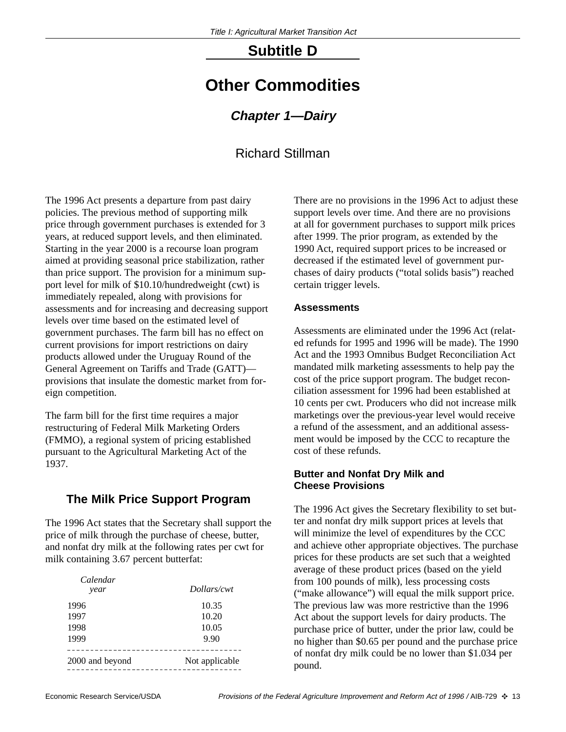# Subtitle D

# Other Commodities

## *Chapter 1—Dairy*

Richard Stillman

The 1996 Act presents a departure from past dairy policies. The previous method of supporting milk price through government purchases is extended for 3 years, at reduced support levels, and then eliminated. Starting in the year 2000 is a recourse loan program aimed at providing seasonal price stabilization, rather than price support. The provision for a minimum support level for milk of $10.10/hundredweight (cwt) is immediately repealed, along with provisions for assessments and for increasing and decreasing support levels over time based on the estimated level of government purchases. The farm bill has no effect on current provisions for import restrictions on dairy products allowed under the Uruguay Round of the General Agreement on Tariffs and Trade (GATT)—provisions that insulate the domestic market from foreign competition.

The farm bill for the first time requires a major restructuring of Federal Milk Marketing Orders (FMMO), a regional system of pricing established pursuant to the Agricultural Marketing Act of the 1937.

## The Milk Price Support Program

The 1996 Act states that the Secretary shall support the price of milk through the purchase of cheese, butter, and nonfat dry milk at the following rates per cwt for milk containing 3.67 percent butterfat:

| *Calendar year* | *Dollars/cwt* |
|---|---|
| 1996 | 10.35 |
| 1997 | 10.20 |
| 1998 | 10.05 |
| 1999 | 9.90 |
| 2000 and beyond | Not applicable |

There are no provisions in the 1996 Act to adjust these support levels over time. And there are no provisions at all for government purchases to support milk prices after 1999. The prior program, as extended by the 1990 Act, required support prices to be increased or decreased if the estimated level of government purchases of dairy products ("total solids basis") reached certain trigger levels.

### Assessments

Assessments are eliminated under the 1996 Act (related refunds for 1995 and 1996 will be made). The 1990 Act and the 1993 Omnibus Budget Reconciliation Act mandated milk marketing assessments to help pay the cost of the price support program. The budget reconciliation assessment for 1996 had been established at 10 cents per cwt. Producers who did not increase milk marketings over the previous-year level would receive a refund of the assessment, and an additional assessment would be imposed by the CCC to recapture the cost of these refunds.

### Butter and Nonfat Dry Milk and Cheese Provisions

The 1996 Act gives the Secretary flexibility to set butter and nonfat dry milk support prices at levels that will minimize the level of expenditures by the CCC and achieve other appropriate objectives. The purchase prices for these products are set such that a weighted average of these product prices (based on the yield from 100 pounds of milk), less processing costs ("make allowance") will equal the milk support price. The previous law was more restrictive than the 1996 Act about the support levels for dairy products. The purchase price of butter, under the prior law, could be no higher than $0.65 per pound and the purchase price of nonfat dry milk could be no lower than $1.034 per pound.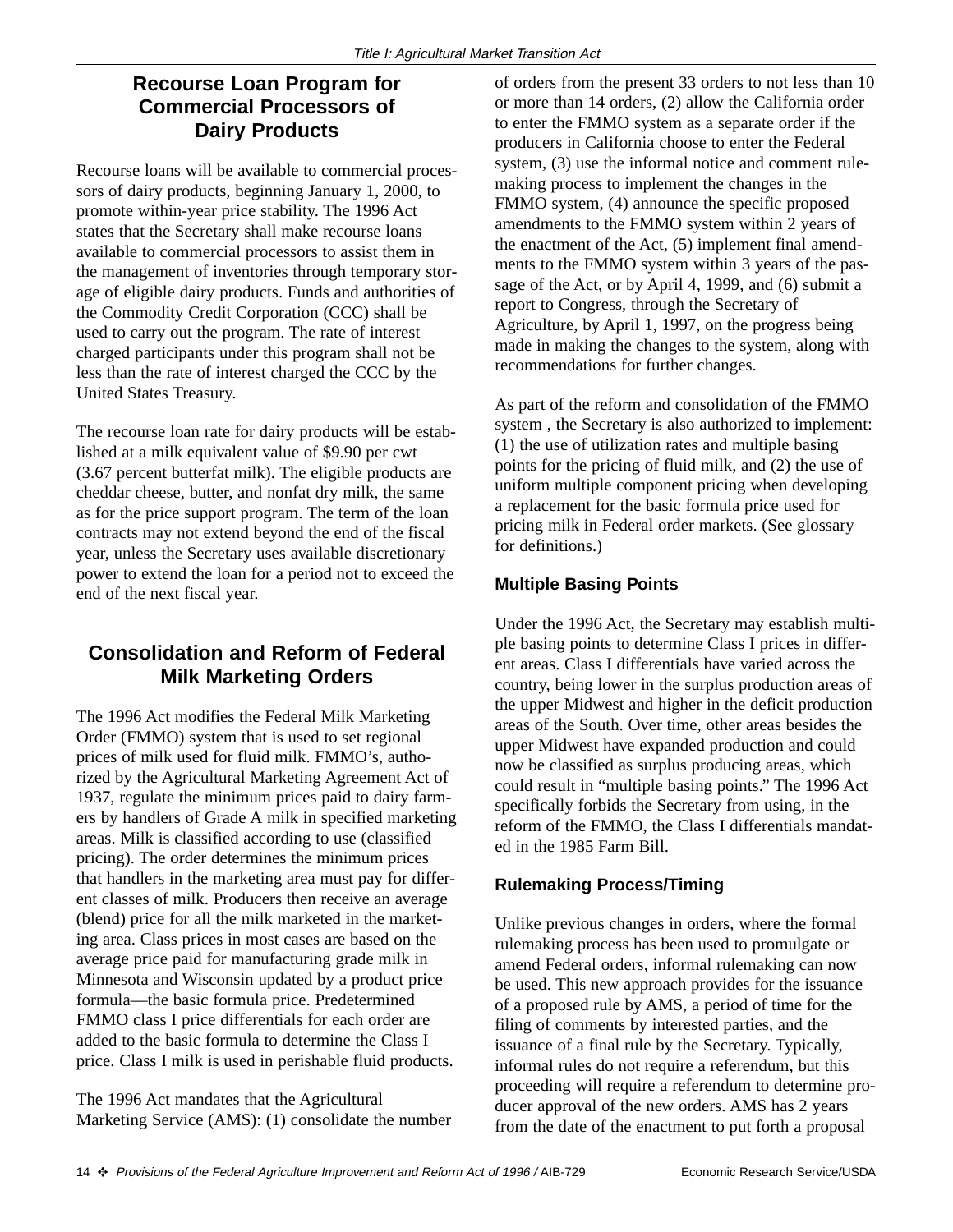## Recourse Loan Program for Commercial Processors of Dairy Products

Recourse loans will be available to commercial processors of dairy products, beginning January 1, 2000, to promote within-year price stability. The 1996 Act states that the Secretary shall make recourse loans available to commercial processors to assist them in the management of inventories through temporary storage of eligible dairy products. Funds and authorities of the Commodity Credit Corporation (CCC) shall be used to carry out the program. The rate of interest charged participants under this program shall not be less than the rate of interest charged the CCC by the United States Treasury.

The recourse loan rate for dairy products will be established at a milk equivalent value of $9.90 per cwt (3.67 percent butterfat milk). The eligible products are cheddar cheese, butter, and nonfat dry milk, the same as for the price support program. The term of the loan contracts may not extend beyond the end of the fiscal year, unless the Secretary uses available discretionary power to extend the loan for a period not to exceed the end of the next fiscal year.

## Consolidation and Reform of Federal Milk Marketing Orders

The 1996 Act modifies the Federal Milk Marketing Order (FMMO) system that is used to set regional prices of milk used for fluid milk. FMMO's, authorized by the Agricultural Marketing Agreement Act of 1937, regulate the minimum prices paid to dairy farmers by handlers of Grade A milk in specified marketing areas. Milk is classified according to use (classified pricing). The order determines the minimum prices that handlers in the marketing area must pay for different classes of milk. Producers then receive an average (blend) price for all the milk marketed in the marketing area. Class prices in most cases are based on the average price paid for manufacturing grade milk in Minnesota and Wisconsin updated by a product price formula—the basic formula price. Predetermined FMMO class I price differentials for each order are added to the basic formula to determine the Class I price. Class I milk is used in perishable fluid products.

The 1996 Act mandates that the Agricultural Marketing Service (AMS): (1) consolidate the number of orders from the present 33 orders to not less than 10 or more than 14 orders, (2) allow the California order to enter the FMMO system as a separate order if the producers in California choose to enter the Federal system, (3) use the informal notice and comment rulemaking process to implement the changes in the FMMO system, (4) announce the specific proposed amendments to the FMMO system within 2 years of the enactment of the Act, (5) implement final amendments to the FMMO system within 3 years of the passage of the Act, or by April 4, 1999, and (6) submit a report to Congress, through the Secretary of Agriculture, by April 1, 1997, on the progress being made in making the changes to the system, along with recommendations for further changes.

As part of the reform and consolidation of the FMMO system , the Secretary is also authorized to implement: (1) the use of utilization rates and multiple basing points for the pricing of fluid milk, and (2) the use of uniform multiple component pricing when developing a replacement for the basic formula price used for pricing milk in Federal order markets. (See glossary for definitions.)

### Multiple Basing Points

Under the 1996 Act, the Secretary may establish multiple basing points to determine Class I prices in different areas. Class I differentials have varied across the country, being lower in the surplus production areas of the upper Midwest and higher in the deficit production areas of the South. Over time, other areas besides the upper Midwest have expanded production and could now be classified as surplus producing areas, which could result in "multiple basing points." The 1996 Act specifically forbids the Secretary from using, in the reform of the FMMO, the Class I differentials mandated in the 1985 Farm Bill.

### Rulemaking Process/Timing

Unlike previous changes in orders, where the formal rulemaking process has been used to promulgate or amend Federal orders, informal rulemaking can now be used. This new approach provides for the issuance of a proposed rule by AMS, a period of time for the filing of comments by interested parties, and the issuance of a final rule by the Secretary. Typically, informal rules do not require a referendum, but this proceeding will require a referendum to determine producer approval of the new orders. AMS has 2 years from the date of the enactment to put forth a proposal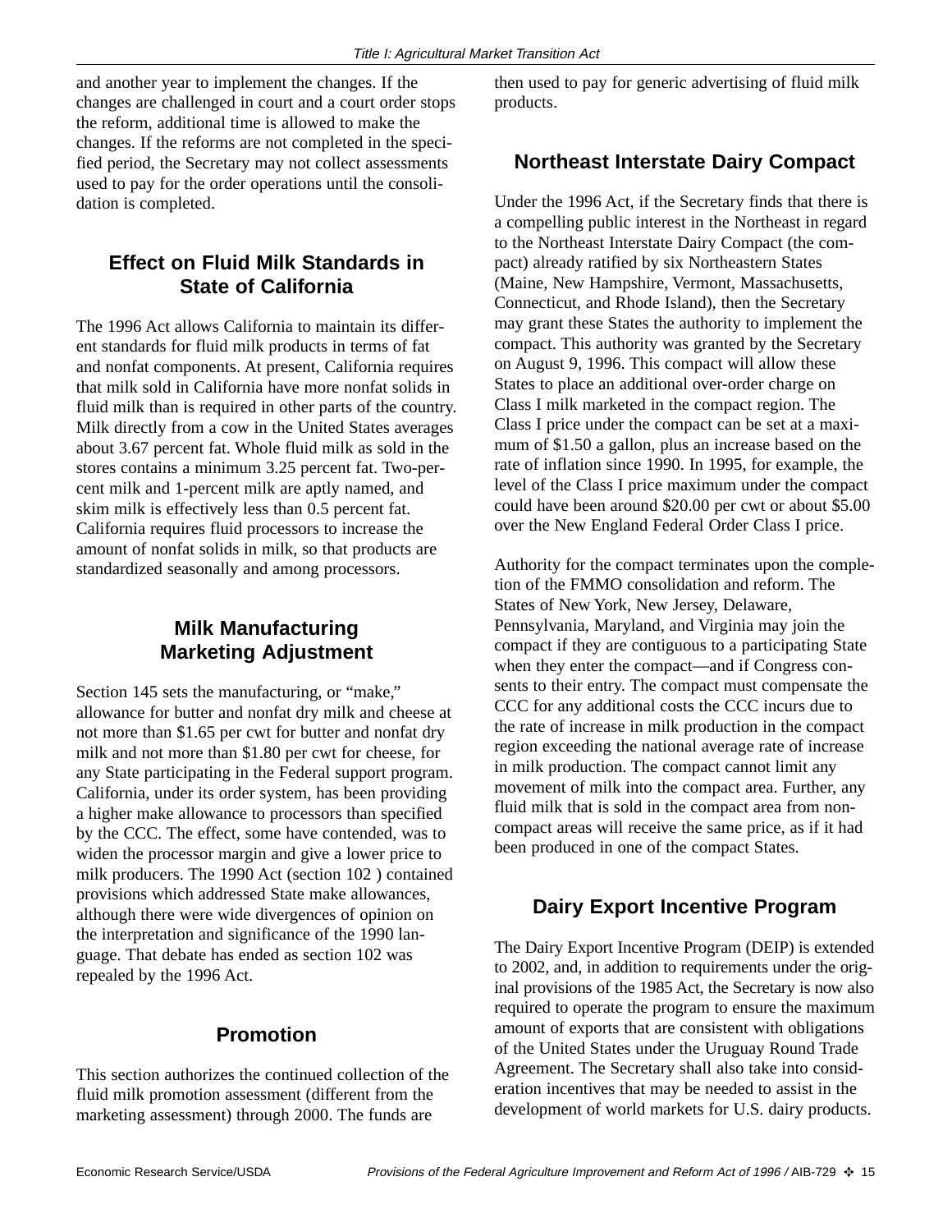and another year to implement the changes. If the changes are challenged in court and a court order stops the reform, additional time is allowed to make the changes. If the reforms are not completed in the specified period, the Secretary may not collect assessments used to pay for the order operations until the consolidation is completed.

## Effect on Fluid Milk Standards in State of California

The 1996 Act allows California to maintain its different standards for fluid milk products in terms of fat and nonfat components. At present, California requires that milk sold in California have more nonfat solids in fluid milk than is required in other parts of the country. Milk directly from a cow in the United States averages about 3.67 percent fat. Whole fluid milk as sold in the stores contains a minimum 3.25 percent fat. Two-percent milk and 1-percent milk are aptly named, and skim milk is effectively less than 0.5 percent fat. California requires fluid processors to increase the amount of nonfat solids in milk, so that products are standardized seasonally and among processors.

## Milk Manufacturing Marketing Adjustment

Section 145 sets the manufacturing, or "make," allowance for butter and nonfat dry milk and cheese at not more than $1.65 per cwt for butter and nonfat dry milk and not more than $1.80 per cwt for cheese, for any State participating in the Federal support program. California, under its order system, has been providing a higher make allowance to processors than specified by the CCC. The effect, some have contended, was to widen the processor margin and give a lower price to milk producers. The 1990 Act (section 102 ) contained provisions which addressed State make allowances, although there were wide divergences of opinion on the interpretation and significance of the 1990 language. That debate has ended as section 102 was repealed by the 1996 Act.

## Promotion

This section authorizes the continued collection of the fluid milk promotion assessment (different from the marketing assessment) through 2000. The funds are then used to pay for generic advertising of fluid milk products.

## Northeast Interstate Dairy Compact

Under the 1996 Act, if the Secretary finds that there is a compelling public interest in the Northeast in regard to the Northeast Interstate Dairy Compact (the compact) already ratified by six Northeastern States (Maine, New Hampshire, Vermont, Massachusetts, Connecticut, and Rhode Island), then the Secretary may grant these States the authority to implement the compact. This authority was granted by the Secretary on August 9, 1996. This compact will allow these States to place an additional over-order charge on Class I milk marketed in the compact region. The Class I price under the compact can be set at a maximum of $1.50 a gallon, plus an increase based on the rate of inflation since 1990. In 1995, for example, the level of the Class I price maximum under the compact could have been around $20.00 per cwt or about $5.00 over the New England Federal Order Class I price.

Authority for the compact terminates upon the completion of the FMMO consolidation and reform. The States of New York, New Jersey, Delaware, Pennsylvania, Maryland, and Virginia may join the compact if they are contiguous to a participating State when they enter the compact—and if Congress consents to their entry. The compact must compensate the CCC for any additional costs the CCC incurs due to the rate of increase in milk production in the compact region exceeding the national average rate of increase in milk production. The compact cannot limit any movement of milk into the compact area. Further, any fluid milk that is sold in the compact area from noncompact areas will receive the same price, as if it had been produced in one of the compact States.

## Dairy Export Incentive Program

The Dairy Export Incentive Program (DEIP) is extended to 2002, and, in addition to requirements under the original provisions of the 1985 Act, the Secretary is now also required to operate the program to ensure the maximum amount of exports that are consistent with obligations of the United States under the Uruguay Round Trade Agreement. The Secretary shall also take into consideration incentives that may be needed to assist in the development of world markets for U.S. dairy products.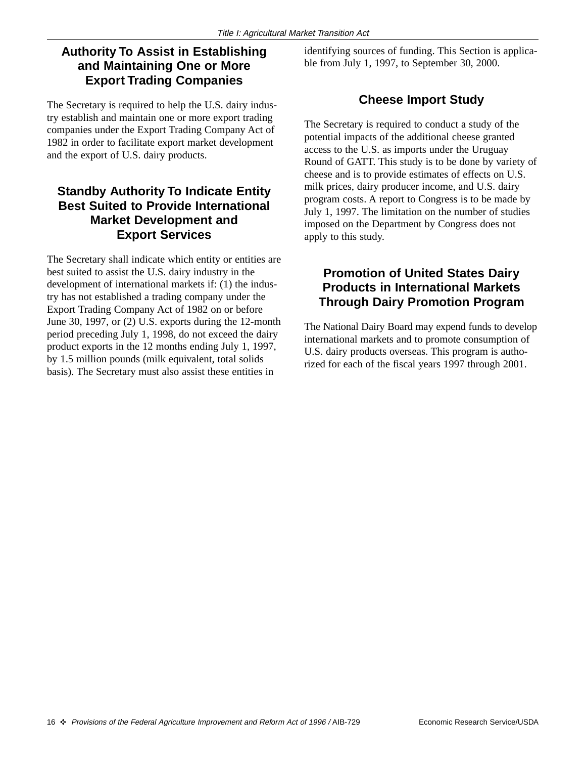## Authority To Assist in Establishing and Maintaining One or More Export Trading Companies

The Secretary is required to help the U.S. dairy industry establish and maintain one or more export trading companies under the Export Trading Company Act of 1982 in order to facilitate export market development and the export of U.S. dairy products.

## Standby Authority To Indicate Entity Best Suited to Provide International Market Development and Export Services

The Secretary shall indicate which entity or entities are best suited to assist the U.S. dairy industry in the development of international markets if: (1) the industry has not established a trading company under the Export Trading Company Act of 1982 on or before June 30, 1997, or (2) U.S. exports during the 12-month period preceding July 1, 1998, do not exceed the dairy product exports in the 12 months ending July 1, 1997, by 1.5 million pounds (milk equivalent, total solids basis). The Secretary must also assist these entities in identifying sources of funding. This Section is applicable from July 1, 1997, to September 30, 2000.

## Cheese Import Study

The Secretary is required to conduct a study of the potential impacts of the additional cheese granted access to the U.S. as imports under the Uruguay Round of GATT. This study is to be done by variety of cheese and is to provide estimates of effects on U.S. milk prices, dairy producer income, and U.S. dairy program costs. A report to Congress is to be made by July 1, 1997. The limitation on the number of studies imposed on the Department by Congress does not apply to this study.

## Promotion of United States Dairy Products in International Markets Through Dairy Promotion Program

The National Dairy Board may expend funds to develop international markets and to promote consumption of U.S. dairy products overseas. This program is authorized for each of the fiscal years 1997 through 2001.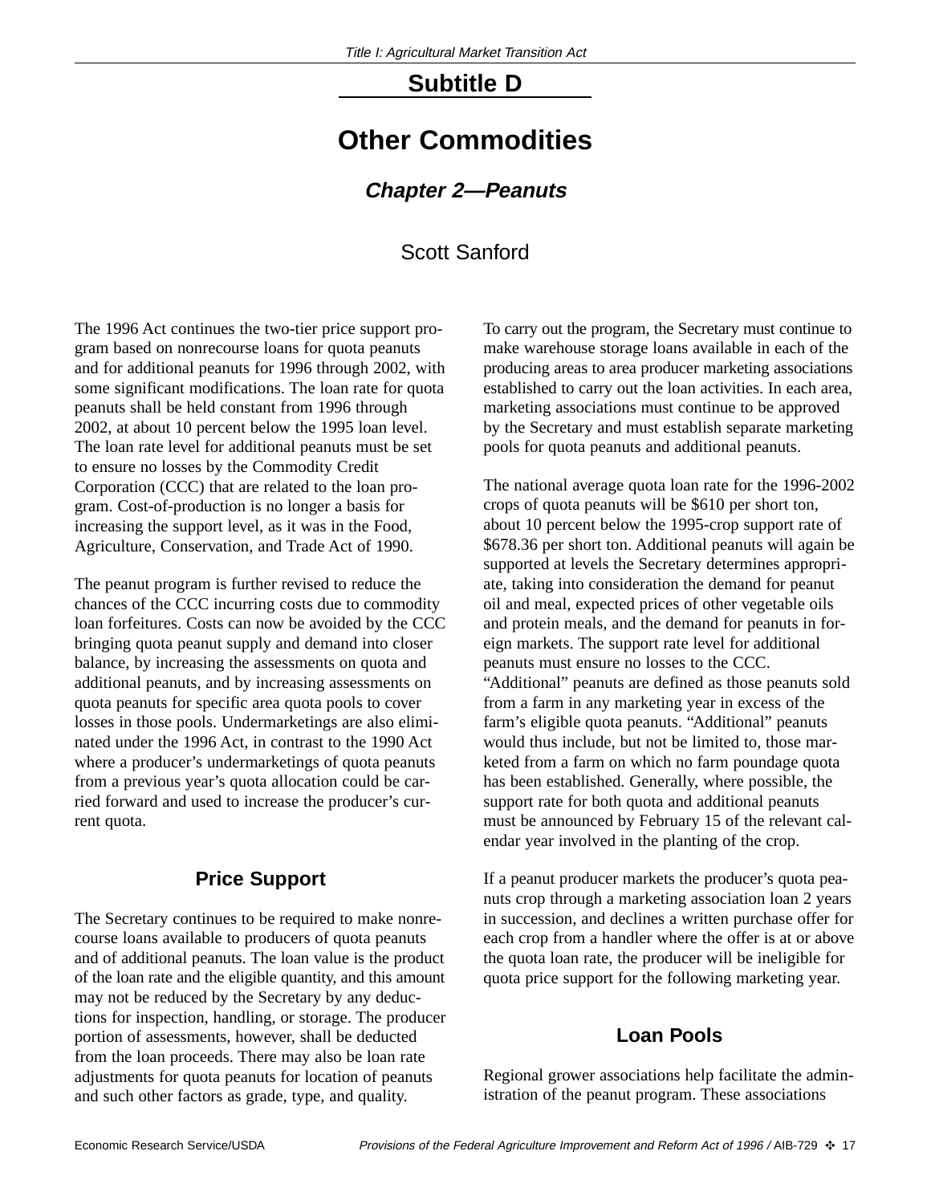## Subtitle D

# Other Commodities

### *Chapter 2—Peanuts*

Scott Sanford

The 1996 Act continues the two-tier price support program based on nonrecourse loans for quota peanuts and for additional peanuts for 1996 through 2002, with some significant modifications. The loan rate for quota peanuts shall be held constant from 1996 through 2002, at about 10 percent below the 1995 loan level. The loan rate level for additional peanuts must be set to ensure no losses by the Commodity Credit Corporation (CCC) that are related to the loan program. Cost-of-production is no longer a basis for increasing the support level, as it was in the Food, Agriculture, Conservation, and Trade Act of 1990.

The peanut program is further revised to reduce the chances of the CCC incurring costs due to commodity loan forfeitures. Costs can now be avoided by the CCC bringing quota peanut supply and demand into closer balance, by increasing the assessments on quota and additional peanuts, and by increasing assessments on quota peanuts for specific area quota pools to cover losses in those pools. Undermarketings are also eliminated under the 1996 Act, in contrast to the 1990 Act where a producer's undermarketings of quota peanuts from a previous year's quota allocation could be carried forward and used to increase the producer's current quota.

## Price Support

The Secretary continues to be required to make nonrecourse loans available to producers of quota peanuts and of additional peanuts. The loan value is the product of the loan rate and the eligible quantity, and this amount may not be reduced by the Secretary by any deductions for inspection, handling, or storage. The producer portion of assessments, however, shall be deducted from the loan proceeds. There may also be loan rate adjustments for quota peanuts for location of peanuts and such other factors as grade, type, and quality.

To carry out the program, the Secretary must continue to make warehouse storage loans available in each of the producing areas to area producer marketing associations established to carry out the loan activities. In each area, marketing associations must continue to be approved by the Secretary and must establish separate marketing pools for quota peanuts and additional peanuts.

The national average quota loan rate for the 1996-2002 crops of quota peanuts will be $610 per short ton, about 10 percent below the 1995-crop support rate of $678.36 per short ton. Additional peanuts will again be supported at levels the Secretary determines appropriate, taking into consideration the demand for peanut oil and meal, expected prices of other vegetable oils and protein meals, and the demand for peanuts in foreign markets. The support rate level for additional peanuts must ensure no losses to the CCC. "Additional" peanuts are defined as those peanuts sold from a farm in any marketing year in excess of the farm's eligible quota peanuts. "Additional" peanuts would thus include, but not be limited to, those marketed from a farm on which no farm poundage quota has been established. Generally, where possible, the support rate for both quota and additional peanuts must be announced by February 15 of the relevant calendar year involved in the planting of the crop.

If a peanut producer markets the producer's quota peanuts crop through a marketing association loan 2 years in succession, and declines a written purchase offer for each crop from a handler where the offer is at or above the quota loan rate, the producer will be ineligible for quota price support for the following marketing year.

## Loan Pools

Regional grower associations help facilitate the administration of the peanut program. These associations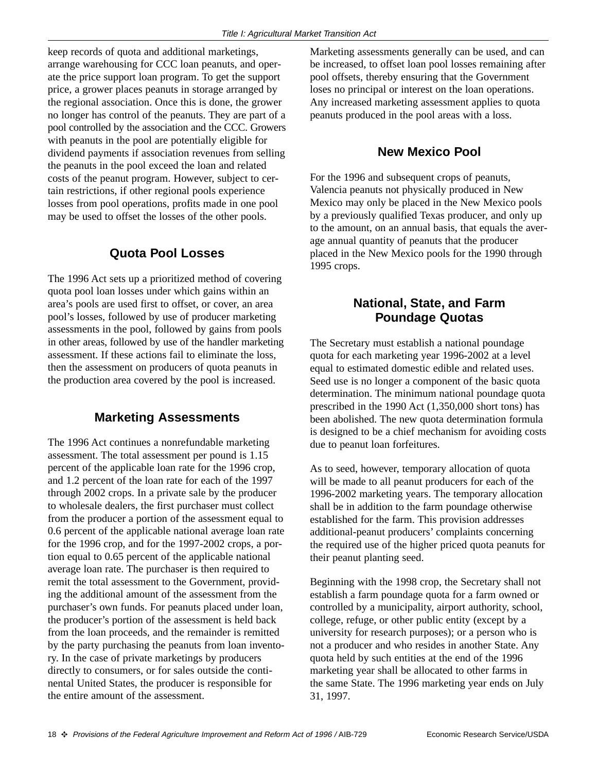keep records of quota and additional marketings, arrange warehousing for CCC loan peanuts, and operate the price support loan program. To get the support price, a grower places peanuts in storage arranged by the regional association. Once this is done, the grower no longer has control of the peanuts. They are part of a pool controlled by the association and the CCC. Growers with peanuts in the pool are potentially eligible for dividend payments if association revenues from selling the peanuts in the pool exceed the loan and related costs of the peanut program. However, subject to certain restrictions, if other regional pools experience losses from pool operations, profits made in one pool may be used to offset the losses of the other pools.

## Quota Pool Losses

The 1996 Act sets up a prioritized method of covering quota pool loan losses under which gains within an area's pools are used first to offset, or cover, an area pool's losses, followed by use of producer marketing assessments in the pool, followed by gains from pools in other areas, followed by use of the handler marketing assessment. If these actions fail to eliminate the loss, then the assessment on producers of quota peanuts in the production area covered by the pool is increased.

## Marketing Assessments

The 1996 Act continues a nonrefundable marketing assessment. The total assessment per pound is 1.15 percent of the applicable loan rate for the 1996 crop, and 1.2 percent of the loan rate for each of the 1997 through 2002 crops. In a private sale by the producer to wholesale dealers, the first purchaser must collect from the producer a portion of the assessment equal to 0.6 percent of the applicable national average loan rate for the 1996 crop, and for the 1997-2002 crops, a portion equal to 0.65 percent of the applicable national average loan rate. The purchaser is then required to remit the total assessment to the Government, providing the additional amount of the assessment from the purchaser's own funds. For peanuts placed under loan, the producer's portion of the assessment is held back from the loan proceeds, and the remainder is remitted by the party purchasing the peanuts from loan inventory. In the case of private marketings by producers directly to consumers, or for sales outside the continental United States, the producer is responsible for the entire amount of the assessment.

Marketing assessments generally can be used, and can be increased, to offset loan pool losses remaining after pool offsets, thereby ensuring that the Government loses no principal or interest on the loan operations. Any increased marketing assessment applies to quota peanuts produced in the pool areas with a loss.

## New Mexico Pool

For the 1996 and subsequent crops of peanuts, Valencia peanuts not physically produced in New Mexico may only be placed in the New Mexico pools by a previously qualified Texas producer, and only up to the amount, on an annual basis, that equals the average annual quantity of peanuts that the producer placed in the New Mexico pools for the 1990 through 1995 crops.

## National, State, and Farm Poundage Quotas

The Secretary must establish a national poundage quota for each marketing year 1996-2002 at a level equal to estimated domestic edible and related uses. Seed use is no longer a component of the basic quota determination. The minimum national poundage quota prescribed in the 1990 Act (1,350,000 short tons) has been abolished. The new quota determination formula is designed to be a chief mechanism for avoiding costs due to peanut loan forfeitures.

As to seed, however, temporary allocation of quota will be made to all peanut producers for each of the 1996-2002 marketing years. The temporary allocation shall be in addition to the farm poundage otherwise established for the farm. This provision addresses additional-peanut producers' complaints concerning the required use of the higher priced quota peanuts for their peanut planting seed.

Beginning with the 1998 crop, the Secretary shall not establish a farm poundage quota for a farm owned or controlled by a municipality, airport authority, school, college, refuge, or other public entity (except by a university for research purposes); or a person who is not a producer and who resides in another State. Any quota held by such entities at the end of the 1996 marketing year shall be allocated to other farms in the same State. The 1996 marketing year ends on July 31, 1997.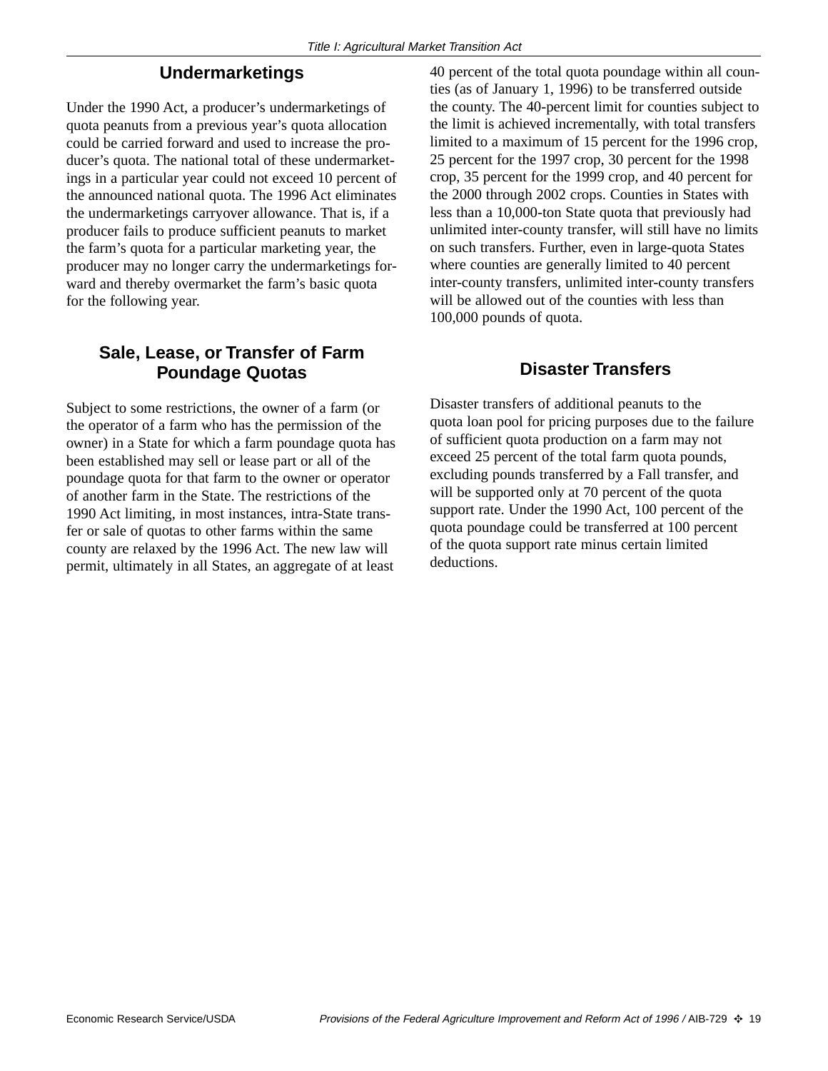## Undermarketings

Under the 1990 Act, a producer's undermarketings of quota peanuts from a previous year's quota allocation could be carried forward and used to increase the producer's quota. The national total of these undermarketings in a particular year could not exceed 10 percent of the announced national quota. The 1996 Act eliminates the undermarketings carryover allowance. That is, if a producer fails to produce sufficient peanuts to market the farm's quota for a particular marketing year, the producer may no longer carry the undermarketings forward and thereby overmarket the farm's basic quota for the following year.

## Sale, Lease, or Transfer of Farm Poundage Quotas

Subject to some restrictions, the owner of a farm (or the operator of a farm who has the permission of the owner) in a State for which a farm poundage quota has been established may sell or lease part or all of the poundage quota for that farm to the owner or operator of another farm in the State. The restrictions of the 1990 Act limiting, in most instances, intra-State transfer or sale of quotas to other farms within the same county are relaxed by the 1996 Act. The new law will permit, ultimately in all States, an aggregate of at least 40 percent of the total quota poundage within all counties (as of January 1, 1996) to be transferred outside the county. The 40-percent limit for counties subject to the limit is achieved incrementally, with total transfers limited to a maximum of 15 percent for the 1996 crop, 25 percent for the 1997 crop, 30 percent for the 1998 crop, 35 percent for the 1999 crop, and 40 percent for the 2000 through 2002 crops. Counties in States with less than a 10,000-ton State quota that previously had unlimited inter-county transfer, will still have no limits on such transfers. Further, even in large-quota States where counties are generally limited to 40 percent inter-county transfers, unlimited inter-county transfers will be allowed out of the counties with less than 100,000 pounds of quota.

## Disaster Transfers

Disaster transfers of additional peanuts to the quota loan pool for pricing purposes due to the failure of sufficient quota production on a farm may not exceed 25 percent of the total farm quota pounds, excluding pounds transferred by a Fall transfer, and will be supported only at 70 percent of the quota support rate. Under the 1990 Act, 100 percent of the quota poundage could be transferred at 100 percent of the quota support rate minus certain limited deductions.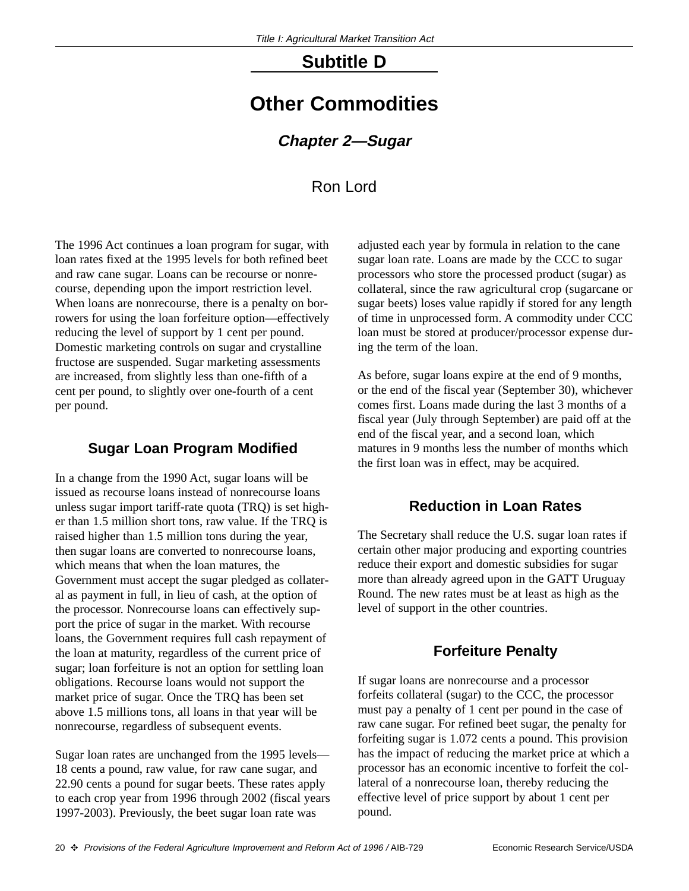## Subtitle D

# Other Commodities

### *Chapter 2—Sugar*

Ron Lord

The 1996 Act continues a loan program for sugar, with loan rates fixed at the 1995 levels for both refined beet and raw cane sugar. Loans can be recourse or nonrecourse, depending upon the import restriction level. When loans are nonrecourse, there is a penalty on borrowers for using the loan forfeiture option—effectively reducing the level of support by 1 cent per pound. Domestic marketing controls on sugar and crystalline fructose are suspended. Sugar marketing assessments are increased, from slightly less than one-fifth of a cent per pound, to slightly over one-fourth of a cent per pound.

### Sugar Loan Program Modified

In a change from the 1990 Act, sugar loans will be issued as recourse loans instead of nonrecourse loans unless sugar import tariff-rate quota (TRQ) is set higher than 1.5 million short tons, raw value. If the TRQ is raised higher than 1.5 million tons during the year, then sugar loans are converted to nonrecourse loans, which means that when the loan matures, the Government must accept the sugar pledged as collateral as payment in full, in lieu of cash, at the option of the processor. Nonrecourse loans can effectively support the price of sugar in the market. With recourse loans, the Government requires full cash repayment of the loan at maturity, regardless of the current price of sugar; loan forfeiture is not an option for settling loan obligations. Recourse loans would not support the market price of sugar. Once the TRQ has been set above 1.5 millions tons, all loans in that year will be nonrecourse, regardless of subsequent events.

Sugar loan rates are unchanged from the 1995 levels—18 cents a pound, raw value, for raw cane sugar, and 22.90 cents a pound for sugar beets. These rates apply to each crop year from 1996 through 2002 (fiscal years 1997-2003). Previously, the beet sugar loan rate was adjusted each year by formula in relation to the cane sugar loan rate. Loans are made by the CCC to sugar processors who store the processed product (sugar) as collateral, since the raw agricultural crop (sugarcane or sugar beets) loses value rapidly if stored for any length of time in unprocessed form. A commodity under CCC loan must be stored at producer/processor expense during the term of the loan.

As before, sugar loans expire at the end of 9 months, or the end of the fiscal year (September 30), whichever comes first. Loans made during the last 3 months of a fiscal year (July through September) are paid off at the end of the fiscal year, and a second loan, which matures in 9 months less the number of months which the first loan was in effect, may be acquired.

### Reduction in Loan Rates

The Secretary shall reduce the U.S. sugar loan rates if certain other major producing and exporting countries reduce their export and domestic subsidies for sugar more than already agreed upon in the GATT Uruguay Round. The new rates must be at least as high as the level of support in the other countries.

### Forfeiture Penalty

If sugar loans are nonrecourse and a processor forfeits collateral (sugar) to the CCC, the processor must pay a penalty of 1 cent per pound in the case of raw cane sugar. For refined beet sugar, the penalty for forfeiting sugar is 1.072 cents a pound. This provision has the impact of reducing the market price at which a processor has an economic incentive to forfeit the collateral of a nonrecourse loan, thereby reducing the effective level of price support by about 1 cent per pound.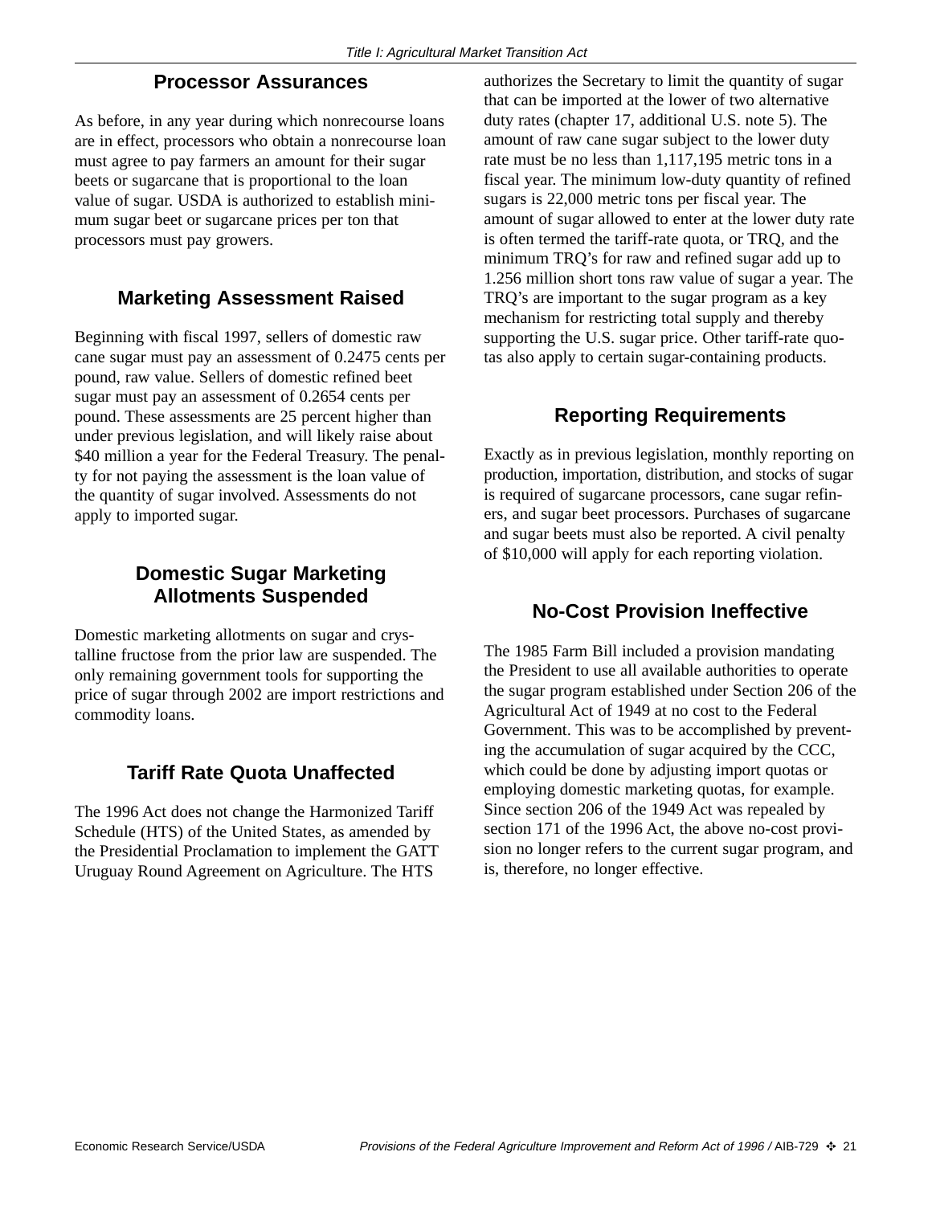## Processor Assurances

As before, in any year during which nonrecourse loans are in effect, processors who obtain a nonrecourse loan must agree to pay farmers an amount for their sugar beets or sugarcane that is proportional to the loan value of sugar. USDA is authorized to establish minimum sugar beet or sugarcane prices per ton that processors must pay growers.

## Marketing Assessment Raised

Beginning with fiscal 1997, sellers of domestic raw cane sugar must pay an assessment of 0.2475 cents per pound, raw value. Sellers of domestic refined beet sugar must pay an assessment of 0.2654 cents per pound. These assessments are 25 percent higher than under previous legislation, and will likely raise about $40 million a year for the Federal Treasury. The penalty for not paying the assessment is the loan value of the quantity of sugar involved. Assessments do not apply to imported sugar.

## Domestic Sugar Marketing Allotments Suspended

Domestic marketing allotments on sugar and crystalline fructose from the prior law are suspended. The only remaining government tools for supporting the price of sugar through 2002 are import restrictions and commodity loans.

## Tariff Rate Quota Unaffected

The 1996 Act does not change the Harmonized Tariff Schedule (HTS) of the United States, as amended by the Presidential Proclamation to implement the GATT Uruguay Round Agreement on Agriculture. The HTS authorizes the Secretary to limit the quantity of sugar that can be imported at the lower of two alternative duty rates (chapter 17, additional U.S. note 5). The amount of raw cane sugar subject to the lower duty rate must be no less than 1,117,195 metric tons in a fiscal year. The minimum low-duty quantity of refined sugars is 22,000 metric tons per fiscal year. The amount of sugar allowed to enter at the lower duty rate is often termed the tariff-rate quota, or TRQ, and the minimum TRQ's for raw and refined sugar add up to 1.256 million short tons raw value of sugar a year. The TRQ's are important to the sugar program as a key mechanism for restricting total supply and thereby supporting the U.S. sugar price. Other tariff-rate quotas also apply to certain sugar-containing products.

## Reporting Requirements

Exactly as in previous legislation, monthly reporting on production, importation, distribution, and stocks of sugar is required of sugarcane processors, cane sugar refiners, and sugar beet processors. Purchases of sugarcane and sugar beets must also be reported. A civil penalty of $10,000 will apply for each reporting violation.

## No-Cost Provision Ineffective

The 1985 Farm Bill included a provision mandating the President to use all available authorities to operate the sugar program established under Section 206 of the Agricultural Act of 1949 at no cost to the Federal Government. This was to be accomplished by preventing the accumulation of sugar acquired by the CCC, which could be done by adjusting import quotas or employing domestic marketing quotas, for example. Since section 206 of the 1949 Act was repealed by section 171 of the 1996 Act, the above no-cost provision no longer refers to the current sugar program, and is, therefore, no longer effective.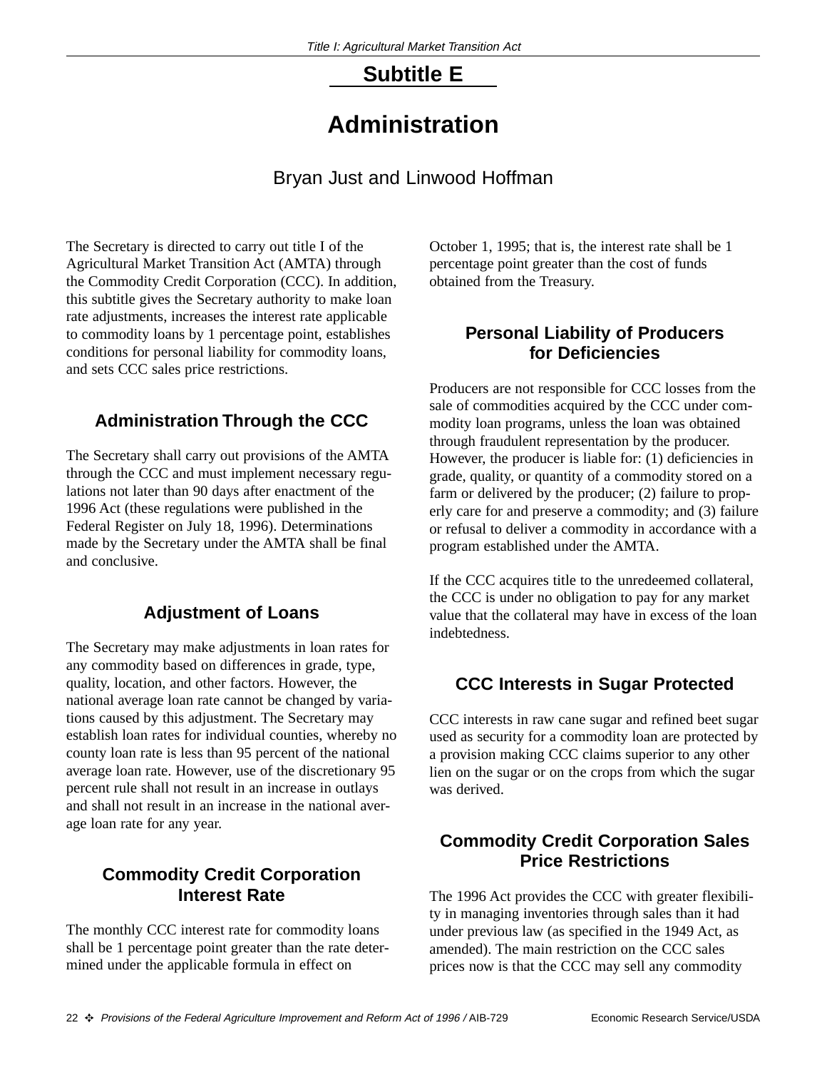## Subtitle E

# Administration

Bryan Just and Linwood Hoffman

The Secretary is directed to carry out title I of the Agricultural Market Transition Act (AMTA) through the Commodity Credit Corporation (CCC). In addition, this subtitle gives the Secretary authority to make loan rate adjustments, increases the interest rate applicable to commodity loans by 1 percentage point, establishes conditions for personal liability for commodity loans, and sets CCC sales price restrictions.

### Administration Through the CCC

The Secretary shall carry out provisions of the AMTA through the CCC and must implement necessary regulations not later than 90 days after enactment of the 1996 Act (these regulations were published in the Federal Register on July 18, 1996). Determinations made by the Secretary under the AMTA shall be final and conclusive.

### Adjustment of Loans

The Secretary may make adjustments in loan rates for any commodity based on differences in grade, type, quality, location, and other factors. However, the national average loan rate cannot be changed by variations caused by this adjustment. The Secretary may establish loan rates for individual counties, whereby no county loan rate is less than 95 percent of the national average loan rate. However, use of the discretionary 95 percent rule shall not result in an increase in outlays and shall not result in an increase in the national average loan rate for any year.

### Commodity Credit Corporation Interest Rate

The monthly CCC interest rate for commodity loans shall be 1 percentage point greater than the rate determined under the applicable formula in effect on October 1, 1995; that is, the interest rate shall be 1 percentage point greater than the cost of funds obtained from the Treasury.

### Personal Liability of Producers for Deficiencies

Producers are not responsible for CCC losses from the sale of commodities acquired by the CCC under commodity loan programs, unless the loan was obtained through fraudulent representation by the producer. However, the producer is liable for: (1) deficiencies in grade, quality, or quantity of a commodity stored on a farm or delivered by the producer; (2) failure to properly care for and preserve a commodity; and (3) failure or refusal to deliver a commodity in accordance with a program established under the AMTA.

If the CCC acquires title to the unredeemed collateral, the CCC is under no obligation to pay for any market value that the collateral may have in excess of the loan indebtedness.

### CCC Interests in Sugar Protected

CCC interests in raw cane sugar and refined beet sugar used as security for a commodity loan are protected by a provision making CCC claims superior to any other lien on the sugar or on the crops from which the sugar was derived.

### Commodity Credit Corporation Sales Price Restrictions

The 1996 Act provides the CCC with greater flexibility in managing inventories through sales than it had under previous law (as specified in the 1949 Act, as amended). The main restriction on the CCC sales prices now is that the CCC may sell any commodity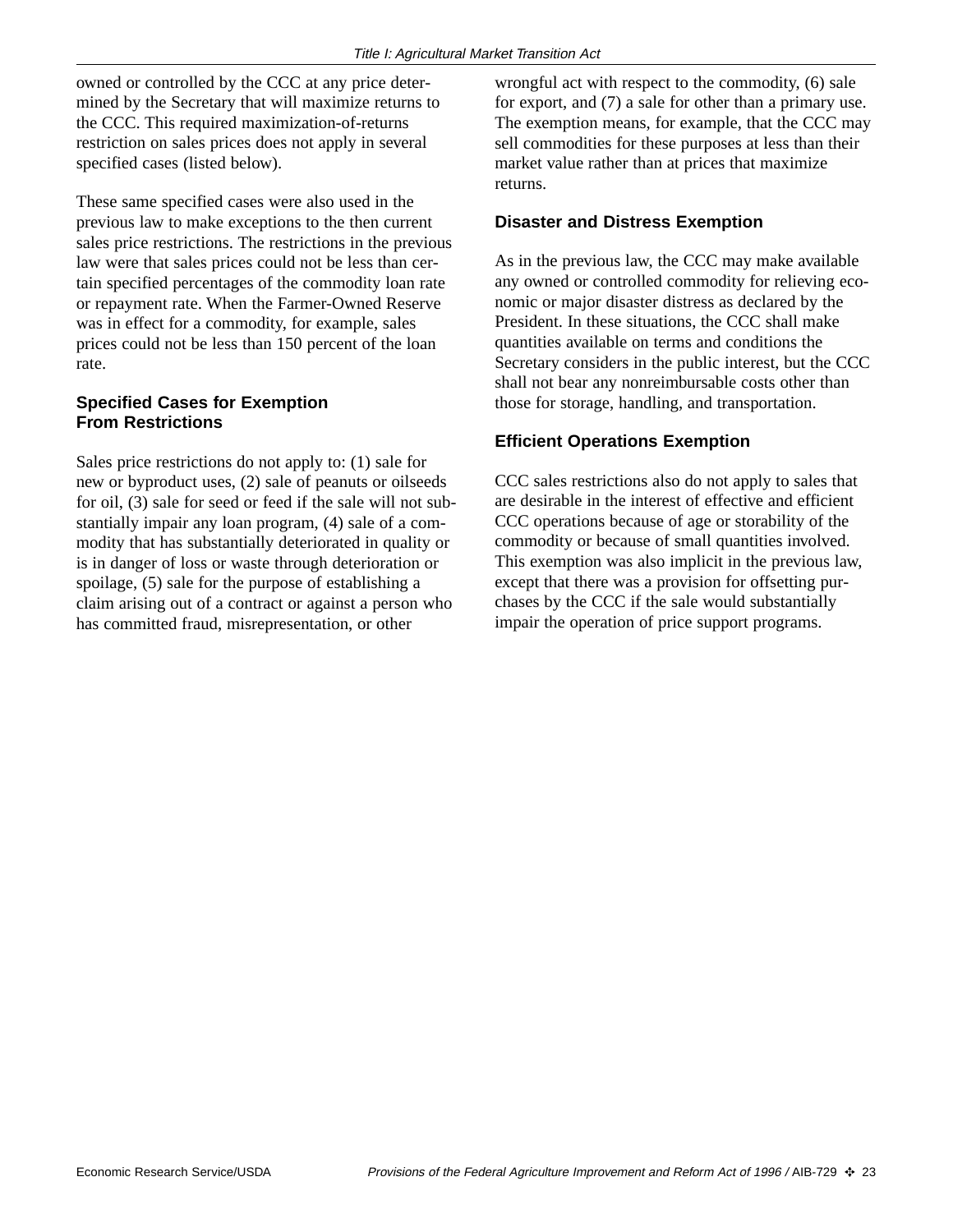owned or controlled by the CCC at any price determined by the Secretary that will maximize returns to the CCC. This required maximization-of-returns restriction on sales prices does not apply in several specified cases (listed below).

These same specified cases were also used in the previous law to make exceptions to the then current sales price restrictions. The restrictions in the previous law were that sales prices could not be less than certain specified percentages of the commodity loan rate or repayment rate. When the Farmer-Owned Reserve was in effect for a commodity, for example, sales prices could not be less than 150 percent of the loan rate.

### Specified Cases for Exemption From Restrictions

Sales price restrictions do not apply to: (1) sale for new or byproduct uses, (2) sale of peanuts or oilseeds for oil, (3) sale for seed or feed if the sale will not substantially impair any loan program, (4) sale of a commodity that has substantially deteriorated in quality or is in danger of loss or waste through deterioration or spoilage, (5) sale for the purpose of establishing a claim arising out of a contract or against a person who has committed fraud, misrepresentation, or other wrongful act with respect to the commodity, (6) sale for export, and (7) a sale for other than a primary use. The exemption means, for example, that the CCC may sell commodities for these purposes at less than their market value rather than at prices that maximize returns.

### Disaster and Distress Exemption

As in the previous law, the CCC may make available any owned or controlled commodity for relieving economic or major disaster distress as declared by the President. In these situations, the CCC shall make quantities available on terms and conditions the Secretary considers in the public interest, but the CCC shall not bear any nonreimbursable costs other than those for storage, handling, and transportation.

### Efficient Operations Exemption

CCC sales restrictions also do not apply to sales that are desirable in the interest of effective and efficient CCC operations because of age or storability of the commodity or because of small quantities involved. This exemption was also implicit in the previous law, except that there was a provision for offsetting purchases by the CCC if the sale would substantially impair the operation of price support programs.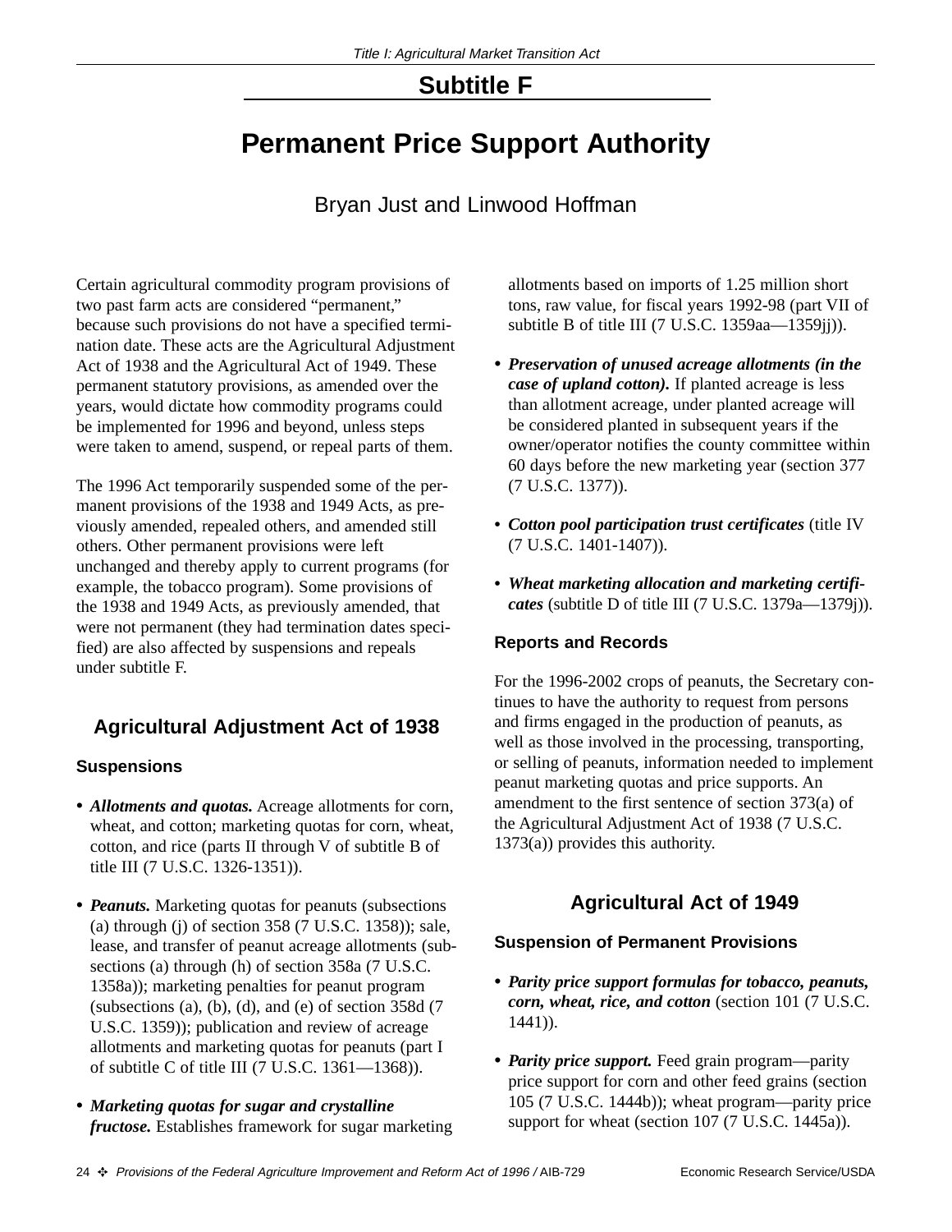## Subtitle F

# Permanent Price Support Authority

Bryan Just and Linwood Hoffman

Certain agricultural commodity program provisions of two past farm acts are considered "permanent," because such provisions do not have a specified termination date. These acts are the Agricultural Adjustment Act of 1938 and the Agricultural Act of 1949. These permanent statutory provisions, as amended over the years, would dictate how commodity programs could be implemented for 1996 and beyond, unless steps were taken to amend, suspend, or repeal parts of them.

The 1996 Act temporarily suspended some of the permanent provisions of the 1938 and 1949 Acts, as previously amended, repealed others, and amended still others. Other permanent provisions were left unchanged and thereby apply to current programs (for example, the tobacco program). Some provisions of the 1938 and 1949 Acts, as previously amended, that were not permanent (they had termination dates specified) are also affected by suspensions and repeals under subtitle F.

## Agricultural Adjustment Act of 1938

### Suspensions

- ***Allotments and quotas.*** Acreage allotments for corn, wheat, and cotton; marketing quotas for corn, wheat, cotton, and rice (parts II through V of subtitle B of title III (7 U.S.C. 1326-1351)).
- ***Peanuts.*** Marketing quotas for peanuts (subsections (a) through (j) of section 358 (7 U.S.C. 1358)); sale, lease, and transfer of peanut acreage allotments (subsections (a) through (h) of section 358a (7 U.S.C. 1358a)); marketing penalties for peanut program (subsections (a), (b), (d), and (e) of section 358d (7 U.S.C. 1359)); publication and review of acreage allotments and marketing quotas for peanuts (part I of subtitle C of title III (7 U.S.C. 1361—1368)).
- ***Marketing quotas for sugar and crystalline fructose.*** Establishes framework for sugar marketing allotments based on imports of 1.25 million short tons, raw value, for fiscal years 1992-98 (part VII of subtitle B of title III (7 U.S.C. 1359aa—1359jj)).
- ***Preservation of unused acreage allotments (in the case of upland cotton).*** If planted acreage is less than allotment acreage, under planted acreage will be considered planted in subsequent years if the owner/operator notifies the county committee within 60 days before the new marketing year (section 377 (7 U.S.C. 1377)).
- ***Cotton pool participation trust certificates*** (title IV (7 U.S.C. 1401-1407)).
- ***Wheat marketing allocation and marketing certificates*** (subtitle D of title III (7 U.S.C. 1379a—1379j)).

### Reports and Records

For the 1996-2002 crops of peanuts, the Secretary continues to have the authority to request from persons and firms engaged in the production of peanuts, as well as those involved in the processing, transporting, or selling of peanuts, information needed to implement peanut marketing quotas and price supports. An amendment to the first sentence of section 373(a) of the Agricultural Adjustment Act of 1938 (7 U.S.C. 1373(a)) provides this authority.

## Agricultural Act of 1949

### Suspension of Permanent Provisions

- ***Parity price support formulas for tobacco, peanuts, corn, wheat, rice, and cotton*** (section 101 (7 U.S.C. 1441)).
- ***Parity price support.*** Feed grain program—parity price support for corn and other feed grains (section 105 (7 U.S.C. 1444b)); wheat program—parity price support for wheat (section 107 (7 U.S.C. 1445a)).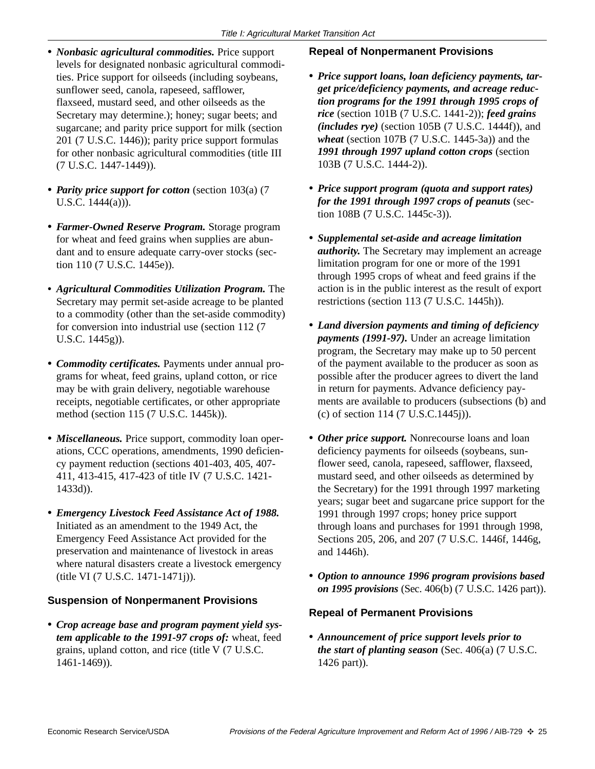- ***Nonbasic agricultural commodities.*** Price support levels for designated nonbasic agricultural commodities. Price support for oilseeds (including soybeans, sunflower seed, canola, rapeseed, safflower, flaxseed, mustard seed, and other oilseeds as the Secretary may determine.); honey; sugar beets; and sugarcane; and parity price support for milk (section 201 (7 U.S.C. 1446)); parity price support formulas for other nonbasic agricultural commodities (title III (7 U.S.C. 1447-1449)).

- ***Parity price support for cotton*** (section 103(a) (7 U.S.C. 1444(a))).

- ***Farmer-Owned Reserve Program.*** Storage program for wheat and feed grains when supplies are abundant and to ensure adequate carry-over stocks (section 110 (7 U.S.C. 1445e)).

- ***Agricultural Commodities Utilization Program.*** The Secretary may permit set-aside acreage to be planted to a commodity (other than the set-aside commodity) for conversion into industrial use (section 112 (7 U.S.C. 1445g)).

- ***Commodity certificates.*** Payments under annual programs for wheat, feed grains, upland cotton, or rice may be with grain delivery, negotiable warehouse receipts, negotiable certificates, or other appropriate method (section 115 (7 U.S.C. 1445k)).

- ***Miscellaneous.*** Price support, commodity loan operations, CCC operations, amendments, 1990 deficiency payment reduction (sections 401-403, 405, 407-411, 413-415, 417-423 of title IV (7 U.S.C. 1421-1433d)).

- ***Emergency Livestock Feed Assistance Act of 1988.*** Initiated as an amendment to the 1949 Act, the Emergency Feed Assistance Act provided for the preservation and maintenance of livestock in areas where natural disasters create a livestock emergency (title VI (7 U.S.C. 1471-1471j)).

### Suspension of Nonpermanent Provisions

- ***Crop acreage base and program payment yield system applicable to the 1991-97 crops of:*** wheat, feed grains, upland cotton, and rice (title V (7 U.S.C. 1461-1469)).

### Repeal of Nonpermanent Provisions

- ***Price support loans, loan deficiency payments, target price/deficiency payments, and acreage reduction programs for the 1991 through 1995 crops of rice*** (section 101B (7 U.S.C. 1441-2)); ***feed grains (includes rye)*** (section 105B (7 U.S.C. 1444f)), and ***wheat*** (section 107B (7 U.S.C. 1445-3a)) and the ***1991 through 1997 upland cotton crops*** (section 103B (7 U.S.C. 1444-2)).

- ***Price support program (quota and support rates) for the 1991 through 1997 crops of peanuts*** (section 108B (7 U.S.C. 1445c-3)).

- ***Supplemental set-aside and acreage limitation authority.*** The Secretary may implement an acreage limitation program for one or more of the 1991 through 1995 crops of wheat and feed grains if the action is in the public interest as the result of export restrictions (section 113 (7 U.S.C. 1445h)).

- ***Land diversion payments and timing of deficiency payments (1991-97).*** Under an acreage limitation program, the Secretary may make up to 50 percent of the payment available to the producer as soon as possible after the producer agrees to divert the land in return for payments. Advance deficiency payments are available to producers (subsections (b) and (c) of section 114 (7 U.S.C.1445j)).

- ***Other price support.*** Nonrecourse loans and loan deficiency payments for oilseeds (soybeans, sunflower seed, canola, rapeseed, safflower, flaxseed, mustard seed, and other oilseeds as determined by the Secretary) for the 1991 through 1997 marketing years; sugar beet and sugarcane price support for the 1991 through 1997 crops; honey price support through loans and purchases for 1991 through 1998, Sections 205, 206, and 207 (7 U.S.C. 1446f, 1446g, and 1446h).

- ***Option to announce 1996 program provisions based on 1995 provisions*** (Sec. 406(b) (7 U.S.C. 1426 part)).

### Repeal of Permanent Provisions

- ***Announcement of price support levels prior to the start of planting season*** (Sec. 406(a) (7 U.S.C. 1426 part)).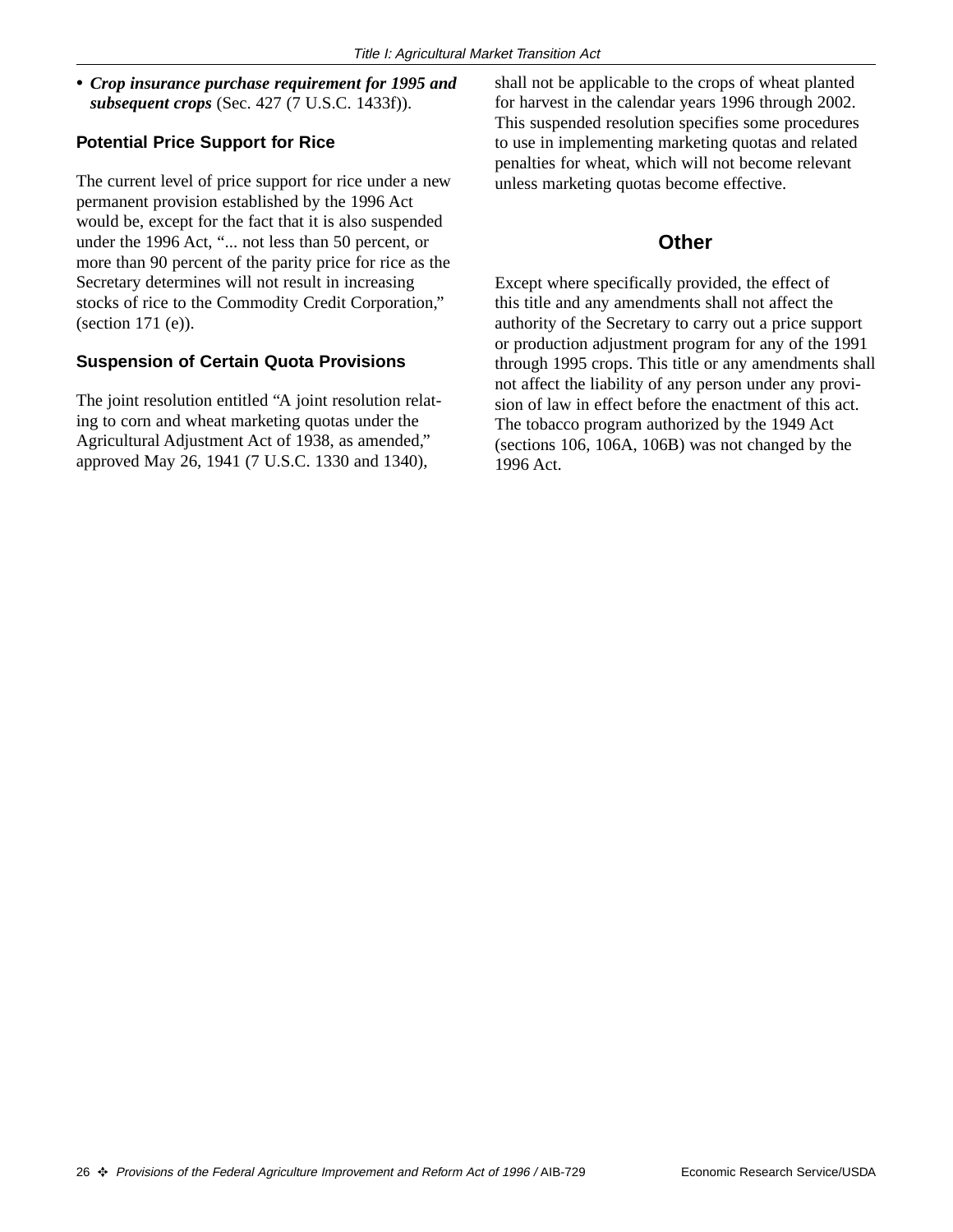- ***Crop insurance purchase requirement for 1995 and subsequent crops*** (Sec. 427 (7 U.S.C. 1433f)).

### Potential Price Support for Rice

The current level of price support for rice under a new permanent provision established by the 1996 Act would be, except for the fact that it is also suspended under the 1996 Act, "... not less than 50 percent, or more than 90 percent of the parity price for rice as the Secretary determines will not result in increasing stocks of rice to the Commodity Credit Corporation," (section 171 (e)).

### Suspension of Certain Quota Provisions

The joint resolution entitled "A joint resolution relating to corn and wheat marketing quotas under the Agricultural Adjustment Act of 1938, as amended," approved May 26, 1941 (7 U.S.C. 1330 and 1340), shall not be applicable to the crops of wheat planted for harvest in the calendar years 1996 through 2002. This suspended resolution specifies some procedures to use in implementing marketing quotas and related penalties for wheat, which will not become relevant unless marketing quotas become effective.

## Other

Except where specifically provided, the effect of this title and any amendments shall not affect the authority of the Secretary to carry out a price support or production adjustment program for any of the 1991 through 1995 crops. This title or any amendments shall not affect the liability of any person under any provision of law in effect before the enactment of this act. The tobacco program authorized by the 1949 Act (sections 106, 106A, 106B) was not changed by the 1996 Act.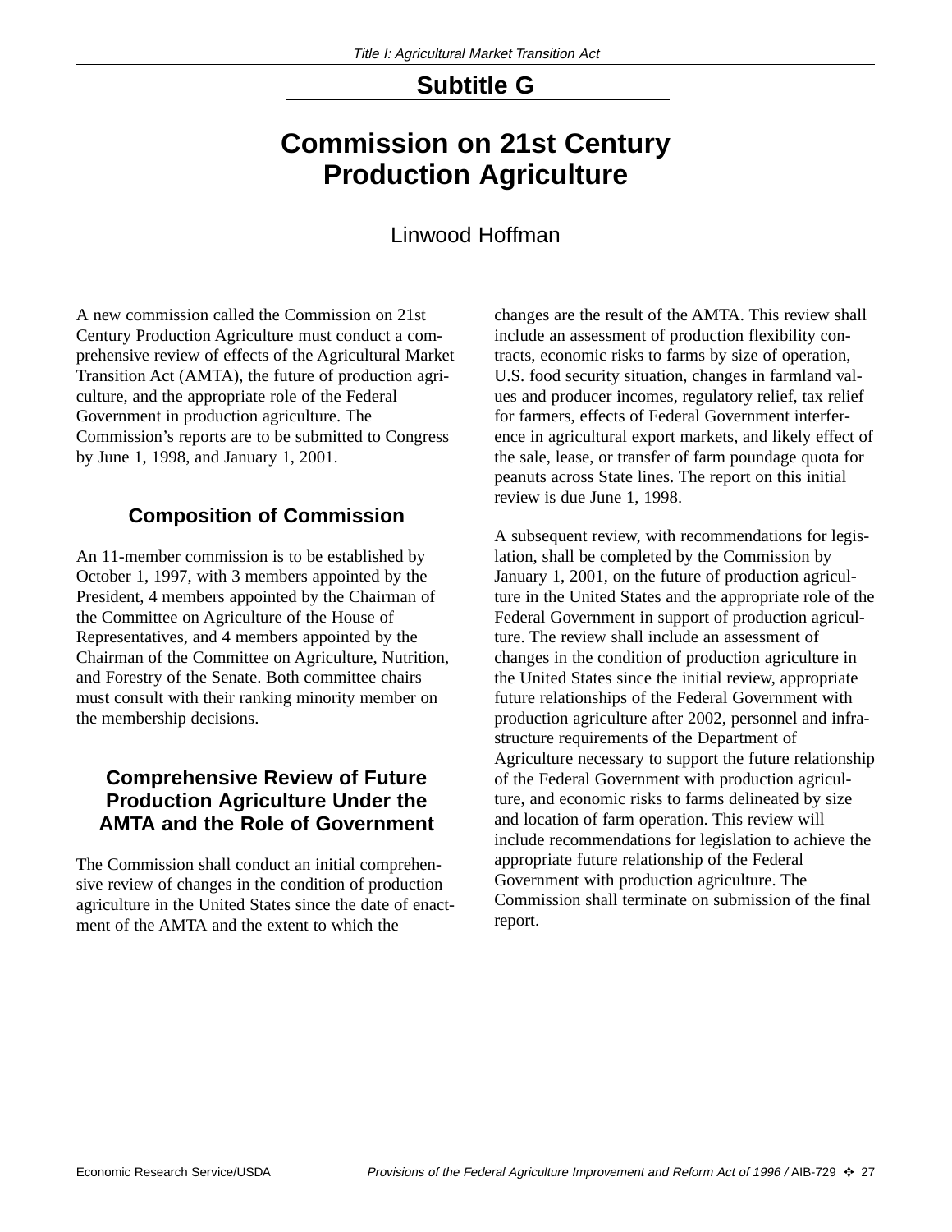## Subtitle G

# Commission on 21st Century Production Agriculture

Linwood Hoffman

A new commission called the Commission on 21st Century Production Agriculture must conduct a comprehensive review of effects of the Agricultural Market Transition Act (AMTA), the future of production agriculture, and the appropriate role of the Federal Government in production agriculture. The Commission's reports are to be submitted to Congress by June 1, 1998, and January 1, 2001.

### Composition of Commission

An 11-member commission is to be established by October 1, 1997, with 3 members appointed by the President, 4 members appointed by the Chairman of the Committee on Agriculture of the House of Representatives, and 4 members appointed by the Chairman of the Committee on Agriculture, Nutrition, and Forestry of the Senate. Both committee chairs must consult with their ranking minority member on the membership decisions.

### Comprehensive Review of Future Production Agriculture Under the AMTA and the Role of Government

The Commission shall conduct an initial comprehensive review of changes in the condition of production agriculture in the United States since the date of enactment of the AMTA and the extent to which the changes are the result of the AMTA. This review shall include an assessment of production flexibility contracts, economic risks to farms by size of operation, U.S. food security situation, changes in farmland values and producer incomes, regulatory relief, tax relief for farmers, effects of Federal Government interference in agricultural export markets, and likely effect of the sale, lease, or transfer of farm poundage quota for peanuts across State lines. The report on this initial review is due June 1, 1998.

A subsequent review, with recommendations for legislation, shall be completed by the Commission by January 1, 2001, on the future of production agriculture in the United States and the appropriate role of the Federal Government in support of production agriculture. The review shall include an assessment of changes in the condition of production agriculture in the United States since the initial review, appropriate future relationships of the Federal Government with production agriculture after 2002, personnel and infrastructure requirements of the Department of Agriculture necessary to support the future relationship of the Federal Government with production agriculture, and economic risks to farms delineated by size and location of farm operation. This review will include recommendations for legislation to achieve the appropriate future relationship of the Federal Government with production agriculture. The Commission shall terminate on submission of the final report.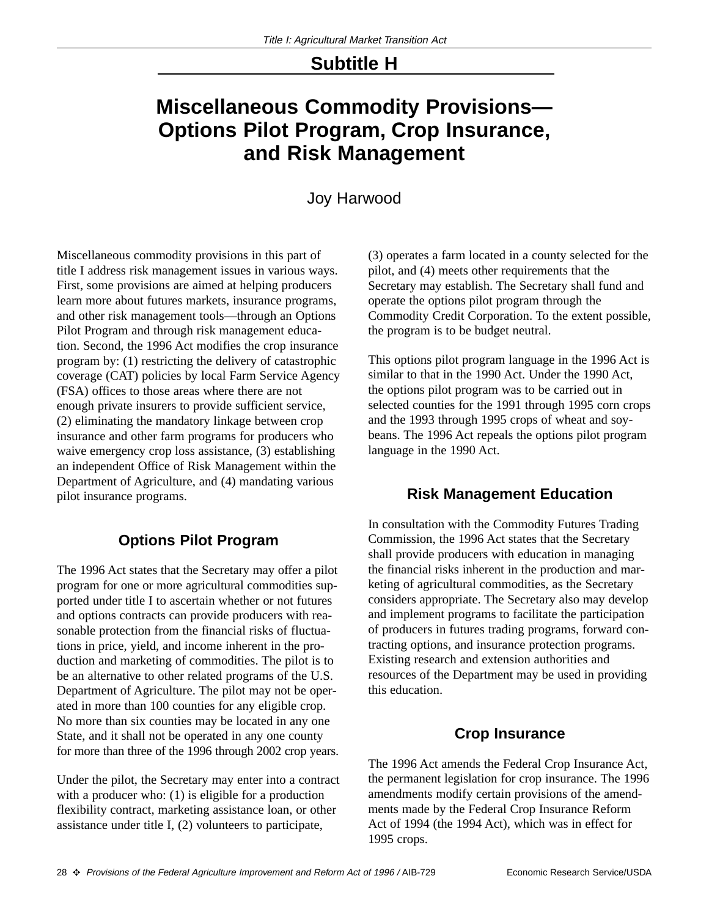## Subtitle H

# Miscellaneous Commodity Provisions—Options Pilot Program, Crop Insurance, and Risk Management

Joy Harwood

Miscellaneous commodity provisions in this part of title I address risk management issues in various ways. First, some provisions are aimed at helping producers learn more about futures markets, insurance programs, and other risk management tools—through an Options Pilot Program and through risk management education. Second, the 1996 Act modifies the crop insurance program by: (1) restricting the delivery of catastrophic coverage (CAT) policies by local Farm Service Agency (FSA) offices to those areas where there are not enough private insurers to provide sufficient service, (2) eliminating the mandatory linkage between crop insurance and other farm programs for producers who waive emergency crop loss assistance, (3) establishing an independent Office of Risk Management within the Department of Agriculture, and (4) mandating various pilot insurance programs.

### Options Pilot Program

The 1996 Act states that the Secretary may offer a pilot program for one or more agricultural commodities supported under title I to ascertain whether or not futures and options contracts can provide producers with reasonable protection from the financial risks of fluctuations in price, yield, and income inherent in the production and marketing of commodities. The pilot is to be an alternative to other related programs of the U.S. Department of Agriculture. The pilot may not be operated in more than 100 counties for any eligible crop. No more than six counties may be located in any one State, and it shall not be operated in any one county for more than three of the 1996 through 2002 crop years.

Under the pilot, the Secretary may enter into a contract with a producer who: (1) is eligible for a production flexibility contract, marketing assistance loan, or other assistance under title I, (2) volunteers to participate, (3) operates a farm located in a county selected for the pilot, and (4) meets other requirements that the Secretary may establish. The Secretary shall fund and operate the options pilot program through the Commodity Credit Corporation. To the extent possible, the program is to be budget neutral.

This options pilot program language in the 1996 Act is similar to that in the 1990 Act. Under the 1990 Act, the options pilot program was to be carried out in selected counties for the 1991 through 1995 corn crops and the 1993 through 1995 crops of wheat and soybeans. The 1996 Act repeals the options pilot program language in the 1990 Act.

### Risk Management Education

In consultation with the Commodity Futures Trading Commission, the 1996 Act states that the Secretary shall provide producers with education in managing the financial risks inherent in the production and marketing of agricultural commodities, as the Secretary considers appropriate. The Secretary also may develop and implement programs to facilitate the participation of producers in futures trading programs, forward contracting options, and insurance protection programs. Existing research and extension authorities and resources of the Department may be used in providing this education.

### Crop Insurance

The 1996 Act amends the Federal Crop Insurance Act, the permanent legislation for crop insurance. The 1996 amendments modify certain provisions of the amendments made by the Federal Crop Insurance Reform Act of 1994 (the 1994 Act), which was in effect for 1995 crops.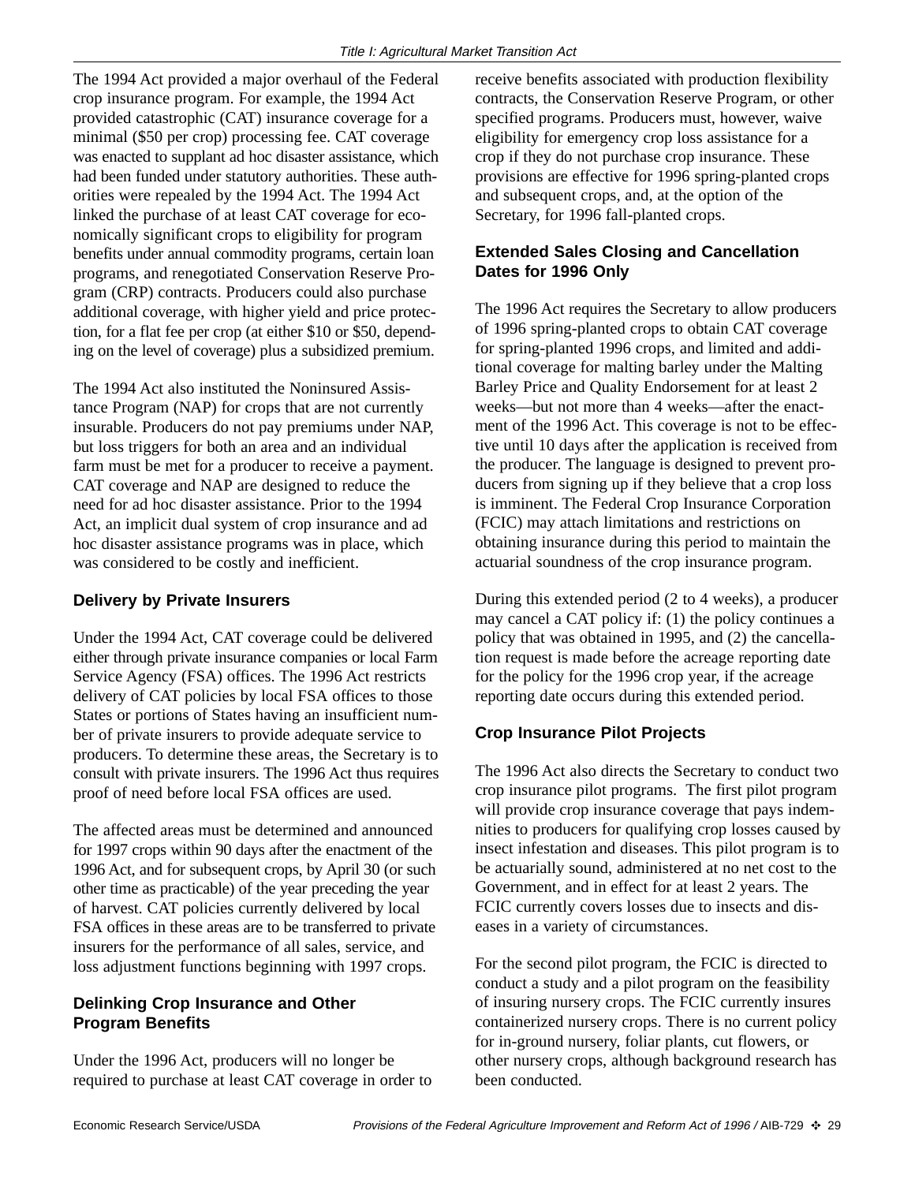The 1994 Act provided a major overhaul of the Federal crop insurance program. For example, the 1994 Act provided catastrophic (CAT) insurance coverage for a minimal ($50 per crop) processing fee. CAT coverage was enacted to supplant ad hoc disaster assistance, which had been funded under statutory authorities. These authorities were repealed by the 1994 Act. The 1994 Act linked the purchase of at least CAT coverage for economically significant crops to eligibility for program benefits under annual commodity programs, certain loan programs, and renegotiated Conservation Reserve Program (CRP) contracts. Producers could also purchase additional coverage, with higher yield and price protection, for a flat fee per crop (at either $10 or $50, depending on the level of coverage) plus a subsidized premium.

The 1994 Act also instituted the Noninsured Assistance Program (NAP) for crops that are not currently insurable. Producers do not pay premiums under NAP, but loss triggers for both an area and an individual farm must be met for a producer to receive a payment. CAT coverage and NAP are designed to reduce the need for ad hoc disaster assistance. Prior to the 1994 Act, an implicit dual system of crop insurance and ad hoc disaster assistance programs was in place, which was considered to be costly and inefficient.

### Delivery by Private Insurers

Under the 1994 Act, CAT coverage could be delivered either through private insurance companies or local Farm Service Agency (FSA) offices. The 1996 Act restricts delivery of CAT policies by local FSA offices to those States or portions of States having an insufficient number of private insurers to provide adequate service to producers. To determine these areas, the Secretary is to consult with private insurers. The 1996 Act thus requires proof of need before local FSA offices are used.

The affected areas must be determined and announced for 1997 crops within 90 days after the enactment of the 1996 Act, and for subsequent crops, by April 30 (or such other time as practicable) of the year preceding the year of harvest. CAT policies currently delivered by local FSA offices in these areas are to be transferred to private insurers for the performance of all sales, service, and loss adjustment functions beginning with 1997 crops.

### Delinking Crop Insurance and Other Program Benefits

Under the 1996 Act, producers will no longer be required to purchase at least CAT coverage in order to receive benefits associated with production flexibility contracts, the Conservation Reserve Program, or other specified programs. Producers must, however, waive eligibility for emergency crop loss assistance for a crop if they do not purchase crop insurance. These provisions are effective for 1996 spring-planted crops and subsequent crops, and, at the option of the Secretary, for 1996 fall-planted crops.

### Extended Sales Closing and Cancellation Dates for 1996 Only

The 1996 Act requires the Secretary to allow producers of 1996 spring-planted crops to obtain CAT coverage for spring-planted 1996 crops, and limited and additional coverage for malting barley under the Malting Barley Price and Quality Endorsement for at least 2 weeks—but not more than 4 weeks—after the enactment of the 1996 Act. This coverage is not to be effective until 10 days after the application is received from the producer. The language is designed to prevent producers from signing up if they believe that a crop loss is imminent. The Federal Crop Insurance Corporation (FCIC) may attach limitations and restrictions on obtaining insurance during this period to maintain the actuarial soundness of the crop insurance program.

During this extended period (2 to 4 weeks), a producer may cancel a CAT policy if: (1) the policy continues a policy that was obtained in 1995, and (2) the cancellation request is made before the acreage reporting date for the policy for the 1996 crop year, if the acreage reporting date occurs during this extended period.

### Crop Insurance Pilot Projects

The 1996 Act also directs the Secretary to conduct two crop insurance pilot programs. The first pilot program will provide crop insurance coverage that pays indemnities to producers for qualifying crop losses caused by insect infestation and diseases. This pilot program is to be actuarially sound, administered at no net cost to the Government, and in effect for at least 2 years. The FCIC currently covers losses due to insects and diseases in a variety of circumstances.

For the second pilot program, the FCIC is directed to conduct a study and a pilot program on the feasibility of insuring nursery crops. The FCIC currently insures containerized nursery crops. There is no current policy for in-ground nursery, foliar plants, cut flowers, or other nursery crops, although background research has been conducted.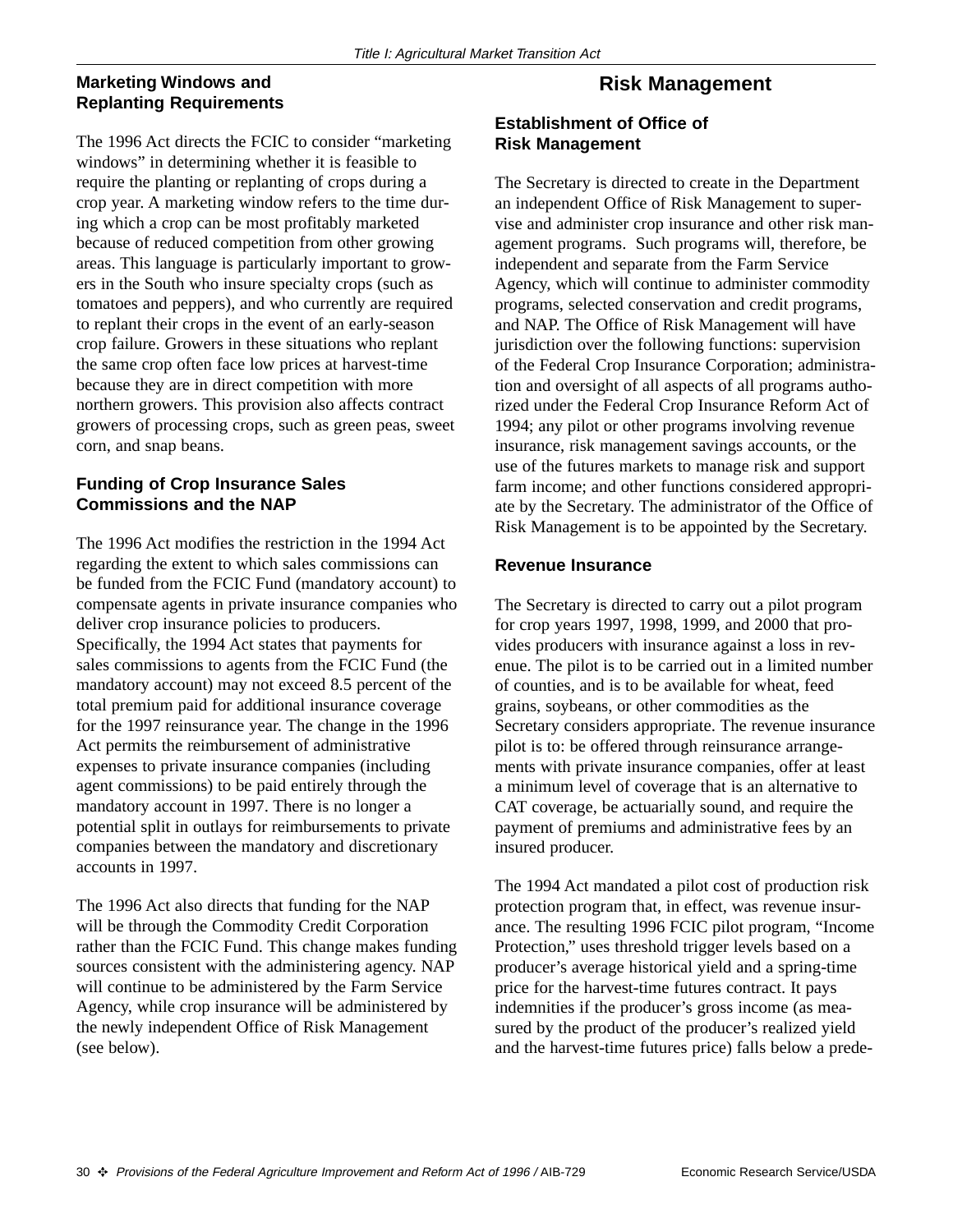### Marketing Windows and Replanting Requirements

The 1996 Act directs the FCIC to consider “marketing windows” in determining whether it is feasible to require the planting or replanting of crops during a crop year. A marketing window refers to the time during which a crop can be most profitably marketed because of reduced competition from other growing areas. This language is particularly important to growers in the South who insure specialty crops (such as tomatoes and peppers), and who currently are required to replant their crops in the event of an early-season crop failure. Growers in these situations who replant the same crop often face low prices at harvest-time because they are in direct competition with more northern growers. This provision also affects contract growers of processing crops, such as green peas, sweet corn, and snap beans.

### Funding of Crop Insurance Sales Commissions and the NAP

The 1996 Act modifies the restriction in the 1994 Act regarding the extent to which sales commissions can be funded from the FCIC Fund (mandatory account) to compensate agents in private insurance companies who deliver crop insurance policies to producers. Specifically, the 1994 Act states that payments for sales commissions to agents from the FCIC Fund (the mandatory account) may not exceed 8.5 percent of the total premium paid for additional insurance coverage for the 1997 reinsurance year. The change in the 1996 Act permits the reimbursement of administrative expenses to private insurance companies (including agent commissions) to be paid entirely through the mandatory account in 1997. There is no longer a potential split in outlays for reimbursements to private companies between the mandatory and discretionary accounts in 1997.

The 1996 Act also directs that funding for the NAP will be through the Commodity Credit Corporation rather than the FCIC Fund. This change makes funding sources consistent with the administering agency. NAP will continue to be administered by the Farm Service Agency, while crop insurance will be administered by the newly independent Office of Risk Management (see below).

## Risk Management

### Establishment of Office of Risk Management

The Secretary is directed to create in the Department an independent Office of Risk Management to supervise and administer crop insurance and other risk management programs. Such programs will, therefore, be independent and separate from the Farm Service Agency, which will continue to administer commodity programs, selected conservation and credit programs, and NAP. The Office of Risk Management will have jurisdiction over the following functions: supervision of the Federal Crop Insurance Corporation; administration and oversight of all aspects of all programs authorized under the Federal Crop Insurance Reform Act of 1994; any pilot or other programs involving revenue insurance, risk management savings accounts, or the use of the futures markets to manage risk and support farm income; and other functions considered appropriate by the Secretary. The administrator of the Office of Risk Management is to be appointed by the Secretary.

### Revenue Insurance

The Secretary is directed to carry out a pilot program for crop years 1997, 1998, 1999, and 2000 that provides producers with insurance against a loss in revenue. The pilot is to be carried out in a limited number of counties, and is to be available for wheat, feed grains, soybeans, or other commodities as the Secretary considers appropriate. The revenue insurance pilot is to: be offered through reinsurance arrangements with private insurance companies, offer at least a minimum level of coverage that is an alternative to CAT coverage, be actuarially sound, and require the payment of premiums and administrative fees by an insured producer.

The 1994 Act mandated a pilot cost of production risk protection program that, in effect, was revenue insurance. The resulting 1996 FCIC pilot program, “Income Protection,” uses threshold trigger levels based on a producer’s average historical yield and a spring-time price for the harvest-time futures contract. It pays indemnities if the producer’s gross income (as measured by the product of the producer’s realized yield and the harvest-time futures price) falls below a prede-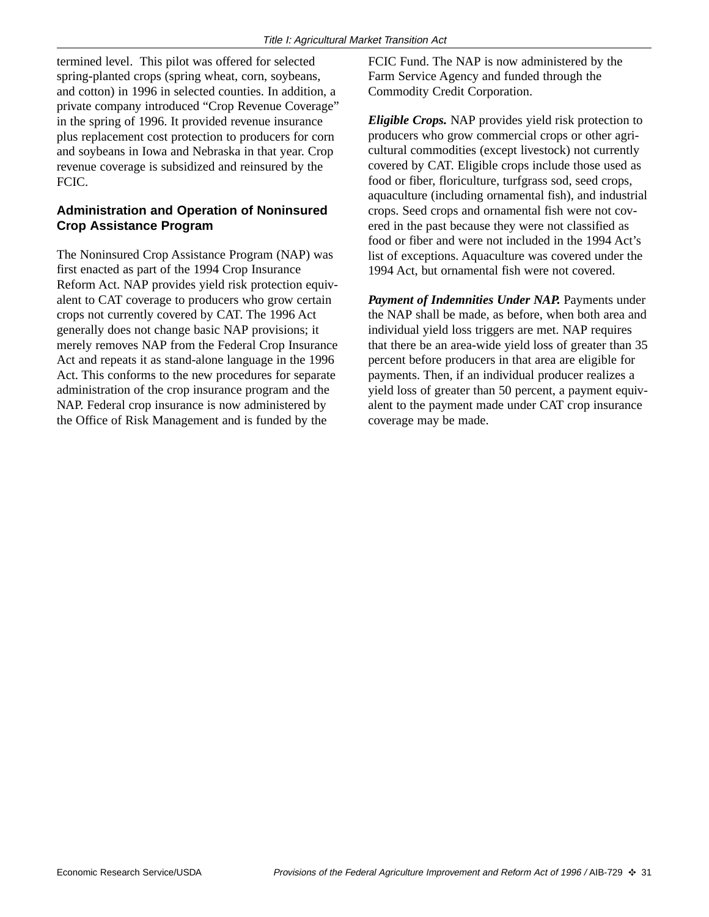termined level.  This pilot was offered for selected spring-planted crops (spring wheat, corn, soybeans, and cotton) in 1996 in selected counties. In addition, a private company introduced "Crop Revenue Coverage" in the spring of 1996. It provided revenue insurance plus replacement cost protection to producers for corn and soybeans in Iowa and Nebraska in that year. Crop revenue coverage is subsidized and reinsured by the FCIC.

### Administration and Operation of Noninsured Crop Assistance Program

The Noninsured Crop Assistance Program (NAP) was first enacted as part of the 1994 Crop Insurance Reform Act. NAP provides yield risk protection equivalent to CAT coverage to producers who grow certain crops not currently covered by CAT. The 1996 Act generally does not change basic NAP provisions; it merely removes NAP from the Federal Crop Insurance Act and repeats it as stand-alone language in the 1996 Act. This conforms to the new procedures for separate administration of the crop insurance program and the NAP. Federal crop insurance is now administered by the Office of Risk Management and is funded by the FCIC Fund. The NAP is now administered by the Farm Service Agency and funded through the Commodity Credit Corporation.

***Eligible Crops.*** NAP provides yield risk protection to producers who grow commercial crops or other agricultural commodities (except livestock) not currently covered by CAT. Eligible crops include those used as food or fiber, floriculture, turfgrass sod, seed crops, aquaculture (including ornamental fish), and industrial crops. Seed crops and ornamental fish were not covered in the past because they were not classified as food or fiber and were not included in the 1994 Act's list of exceptions. Aquaculture was covered under the 1994 Act, but ornamental fish were not covered.

***Payment of Indemnities Under NAP.*** Payments under the NAP shall be made, as before, when both area and individual yield loss triggers are met. NAP requires that there be an area-wide yield loss of greater than 35 percent before producers in that area are eligible for payments. Then, if an individual producer realizes a yield loss of greater than 50 percent, a payment equivalent to the payment made under CAT crop insurance coverage may be made.